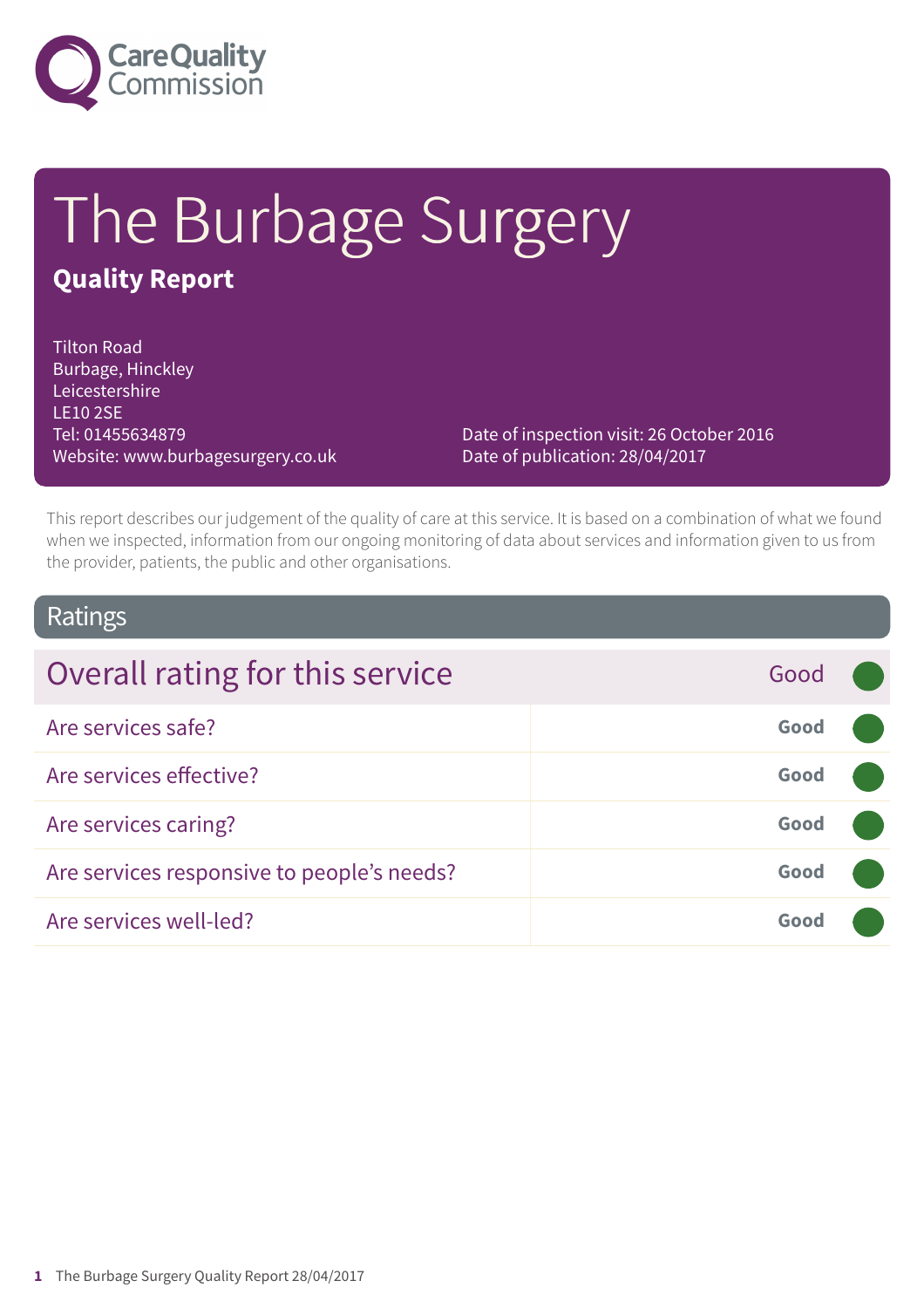Care Quality Commission

# The Burbage Surgery

## Quality Report

Tilton Road
Burbage, Hinckley
Leicestershire
LE10 2SE
Tel: 01455634879
Website: www.burbagesurgery.co.uk

Date of inspection visit: 26 October 2016
Date of publication: 28/04/2017

This report describes our judgement of the quality of care at this service. It is based on a combination of what we found when we inspected, information from our ongoing monitoring of data about services and information given to us from the provider, patients, the public and other organisations.

## Ratings

| Overall rating for this service | Good |
|---|---|
| Are services safe? | **Good** |
| Are services effective? | **Good** |
| Are services caring? | **Good** |
| Are services responsive to people's needs? | **Good** |
| Are services well-led? | **Good** |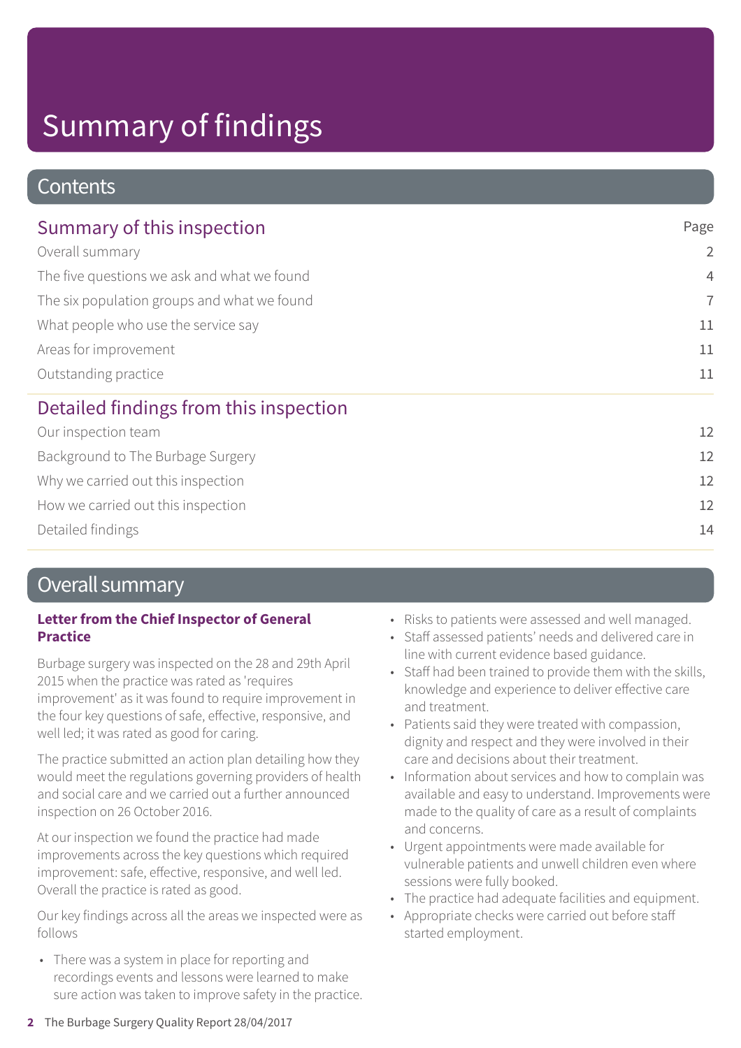# Summary of findings

## Contents

| Summary of this inspection | Page |
| --- | --- |
| Overall summary | 2 |
| The five questions we ask and what we found | 4 |
| The six population groups and what we found | 7 |
| What people who use the service say | 11 |
| Areas for improvement | 11 |
| Outstanding practice | 11 |
| **Detailed findings from this inspection** | |
| Our inspection team | 12 |
| Background to The Burbage Surgery | 12 |
| Why we carried out this inspection | 12 |
| How we carried out this inspection | 12 |
| Detailed findings | 14 |

## Overall summary

**Letter from the Chief Inspector of General Practice**

Burbage surgery was inspected on the 28 and 29th April 2015 when the practice was rated as 'requires improvement' as it was found to require improvement in the four key questions of safe, effective, responsive, and well led; it was rated as good for caring.

The practice submitted an action plan detailing how they would meet the regulations governing providers of health and social care and we carried out a further announced inspection on 26 October 2016.

At our inspection we found the practice had made improvements across the key questions which required improvement: safe, effective, responsive, and well led. Overall the practice is rated as good.

Our key findings across all the areas we inspected were as follows

- There was a system in place for reporting and recordings events and lessons were learned to make sure action was taken to improve safety in the practice.
- Risks to patients were assessed and well managed.
- Staff assessed patients' needs and delivered care in line with current evidence based guidance.
- Staff had been trained to provide them with the skills, knowledge and experience to deliver effective care and treatment.
- Patients said they were treated with compassion, dignity and respect and they were involved in their care and decisions about their treatment.
- Information about services and how to complain was available and easy to understand. Improvements were made to the quality of care as a result of complaints and concerns.
- Urgent appointments were made available for vulnerable patients and unwell children even where sessions were fully booked.
- The practice had adequate facilities and equipment.
- Appropriate checks were carried out before staff started employment.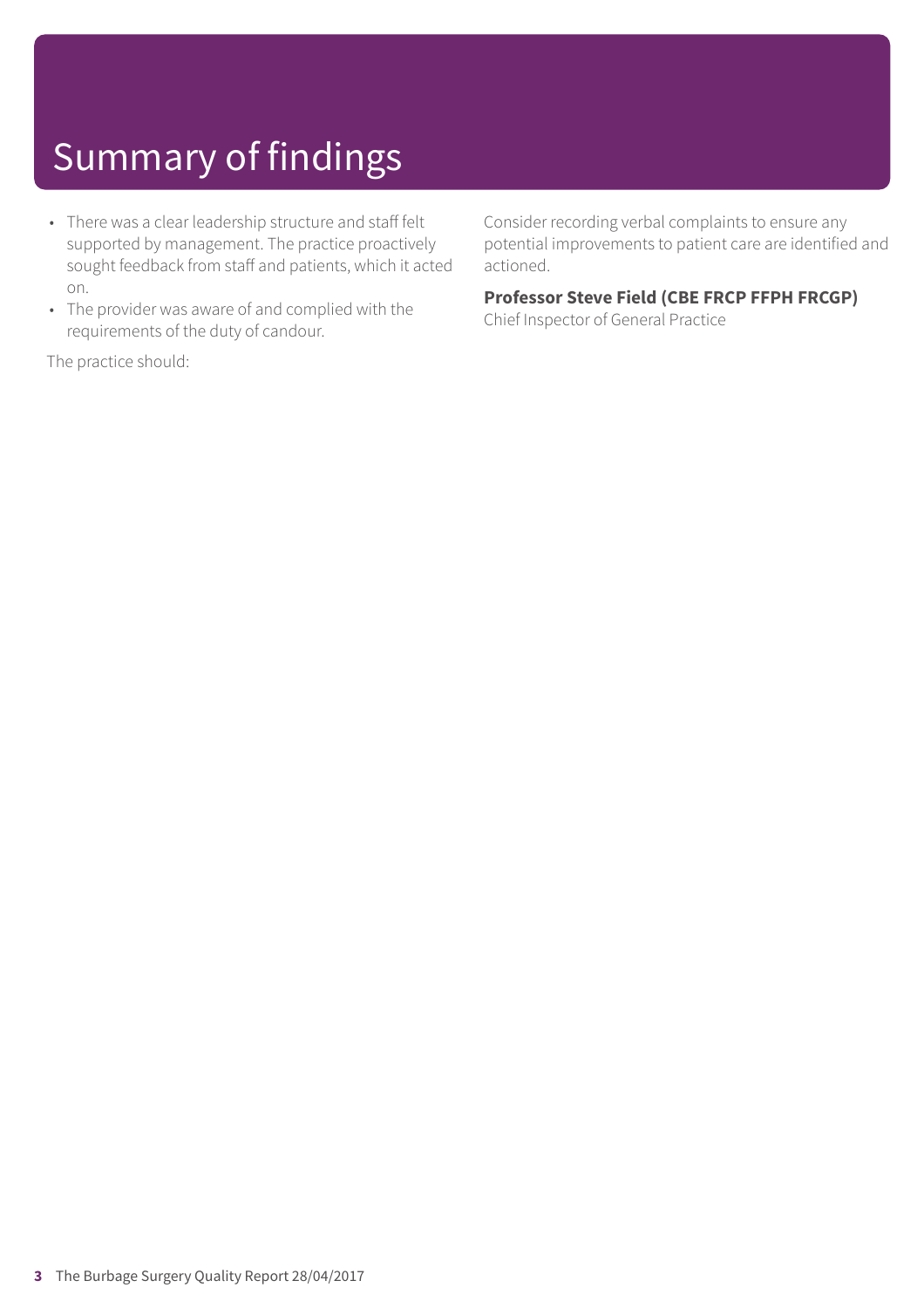# Summary of findings

- There was a clear leadership structure and staff felt supported by management. The practice proactively sought feedback from staff and patients, which it acted on.
- The provider was aware of and complied with the requirements of the duty of candour.

The practice should:

Consider recording verbal complaints to ensure any potential improvements to patient care are identified and actioned.

**Professor Steve Field (CBE FRCP FFPH FRCGP)**
Chief Inspector of General Practice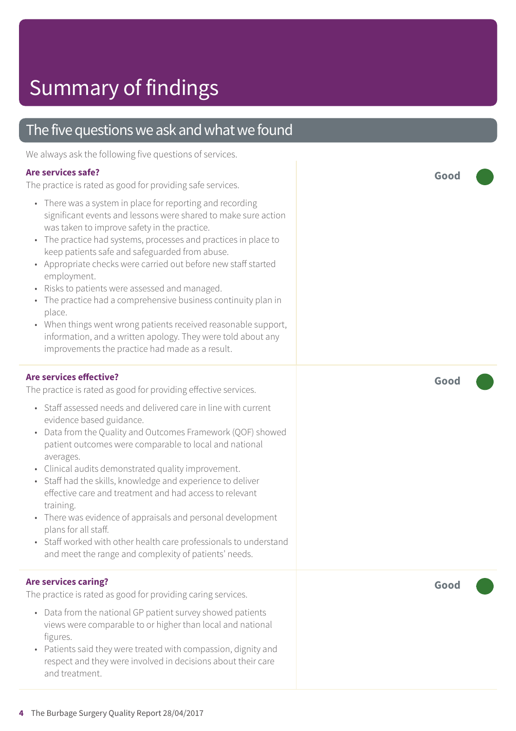# Summary of findings

## The five questions we ask and what we found

We always ask the following five questions of services.

### Are services safe?

**Good**

The practice is rated as good for providing safe services.

- There was a system in place for reporting and recording significant events and lessons were shared to make sure action was taken to improve safety in the practice.
- The practice had systems, processes and practices in place to keep patients safe and safeguarded from abuse.
- Appropriate checks were carried out before new staff started employment.
- Risks to patients were assessed and managed.
- The practice had a comprehensive business continuity plan in place.
- When things went wrong patients received reasonable support, information, and a written apology. They were told about any improvements the practice had made as a result.

### Are services effective?

**Good**

The practice is rated as good for providing effective services.

- Staff assessed needs and delivered care in line with current evidence based guidance.
- Data from the Quality and Outcomes Framework (QOF) showed patient outcomes were comparable to local and national averages.
- Clinical audits demonstrated quality improvement.
- Staff had the skills, knowledge and experience to deliver effective care and treatment and had access to relevant training.
- There was evidence of appraisals and personal development plans for all staff.
- Staff worked with other health care professionals to understand and meet the range and complexity of patients' needs.

### Are services caring?

**Good**

The practice is rated as good for providing caring services.

- Data from the national GP patient survey showed patients views were comparable to or higher than local and national figures.
- Patients said they were treated with compassion, dignity and respect and they were involved in decisions about their care and treatment.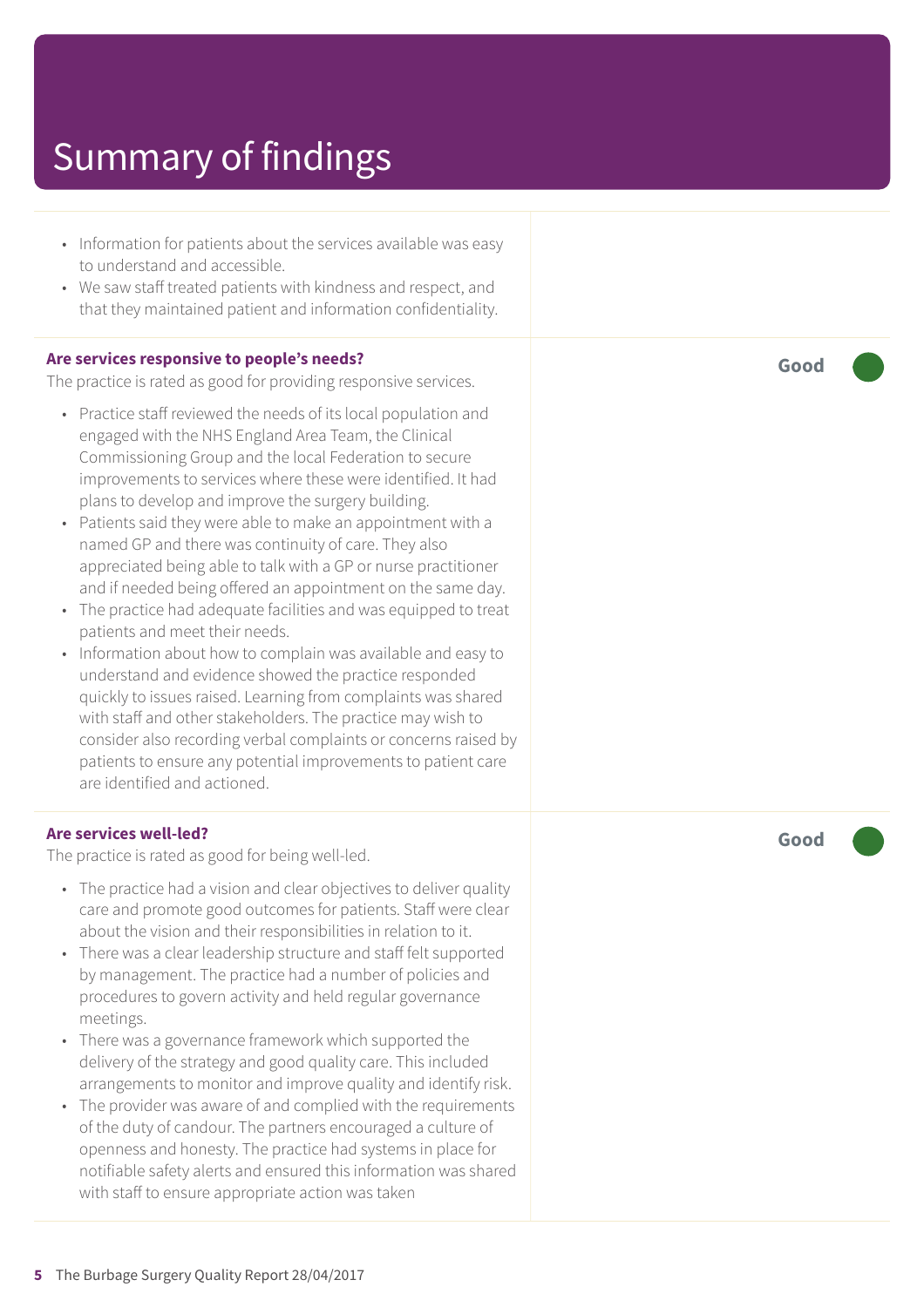# Summary of findings

- Information for patients about the services available was easy to understand and accessible.
- We saw staff treated patients with kindness and respect, and that they maintained patient and information confidentiality.

**Are services responsive to people's needs?**

The practice is rated as good for providing responsive services.

**Good**

- Practice staff reviewed the needs of its local population and engaged with the NHS England Area Team, the Clinical Commissioning Group and the local Federation to secure improvements to services where these were identified. It had plans to develop and improve the surgery building.
- Patients said they were able to make an appointment with a named GP and there was continuity of care. They also appreciated being able to talk with a GP or nurse practitioner and if needed being offered an appointment on the same day.
- The practice had adequate facilities and was equipped to treat patients and meet their needs.
- Information about how to complain was available and easy to understand and evidence showed the practice responded quickly to issues raised. Learning from complaints was shared with staff and other stakeholders. The practice may wish to consider also recording verbal complaints or concerns raised by patients to ensure any potential improvements to patient care are identified and actioned.

**Are services well-led?**

The practice is rated as good for being well-led.

**Good**

- The practice had a vision and clear objectives to deliver quality care and promote good outcomes for patients. Staff were clear about the vision and their responsibilities in relation to it.
- There was a clear leadership structure and staff felt supported by management. The practice had a number of policies and procedures to govern activity and held regular governance meetings.
- There was a governance framework which supported the delivery of the strategy and good quality care. This included arrangements to monitor and improve quality and identify risk.
- The provider was aware of and complied with the requirements of the duty of candour. The partners encouraged a culture of openness and honesty. The practice had systems in place for notifiable safety alerts and ensured this information was shared with staff to ensure appropriate action was taken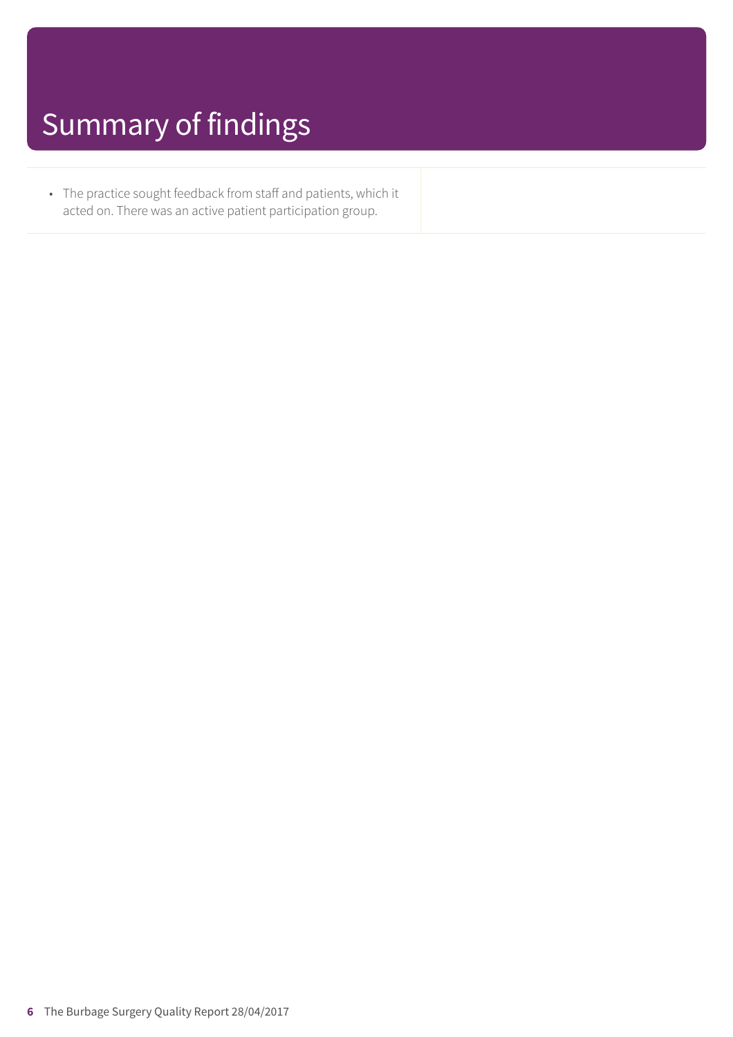# Summary of findings

- The practice sought feedback from staff and patients, which it acted on. There was an active patient participation group.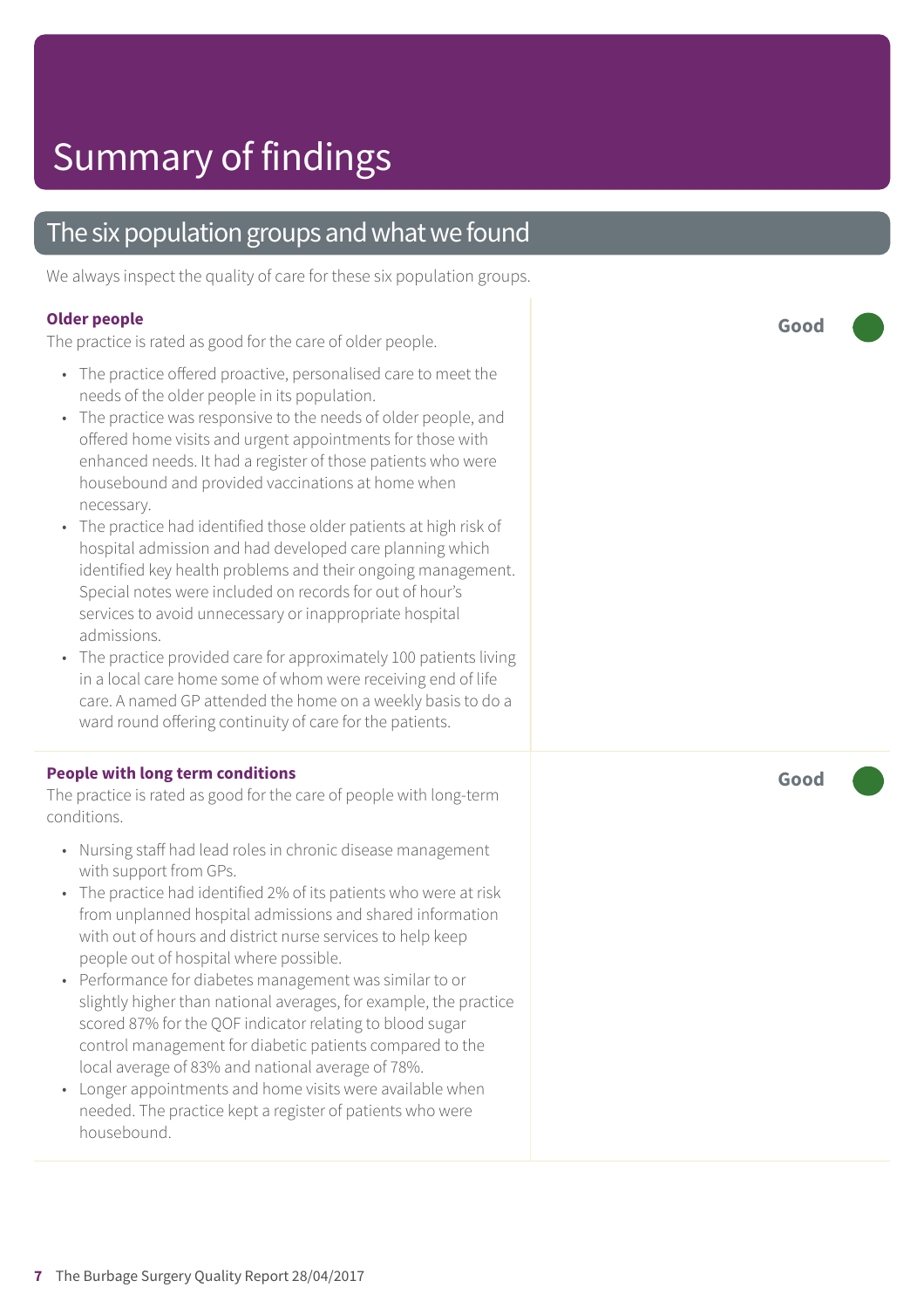# Summary of findings

## The six population groups and what we found

We always inspect the quality of care for these six population groups.

### Older people

**Good**

The practice is rated as good for the care of older people.

- The practice offered proactive, personalised care to meet the needs of the older people in its population.
- The practice was responsive to the needs of older people, and offered home visits and urgent appointments for those with enhanced needs. It had a register of those patients who were housebound and provided vaccinations at home when necessary.
- The practice had identified those older patients at high risk of hospital admission and had developed care planning which identified key health problems and their ongoing management. Special notes were included on records for out of hour's services to avoid unnecessary or inappropriate hospital admissions.
- The practice provided care for approximately 100 patients living in a local care home some of whom were receiving end of life care. A named GP attended the home on a weekly basis to do a ward round offering continuity of care for the patients.

### People with long term conditions

**Good**

The practice is rated as good for the care of people with long-term conditions.

- Nursing staff had lead roles in chronic disease management with support from GPs.
- The practice had identified 2% of its patients who were at risk from unplanned hospital admissions and shared information with out of hours and district nurse services to help keep people out of hospital where possible.
- Performance for diabetes management was similar to or slightly higher than national averages, for example, the practice scored 87% for the QOF indicator relating to blood sugar control management for diabetic patients compared to the local average of 83% and national average of 78%.
- Longer appointments and home visits were available when needed. The practice kept a register of patients who were housebound.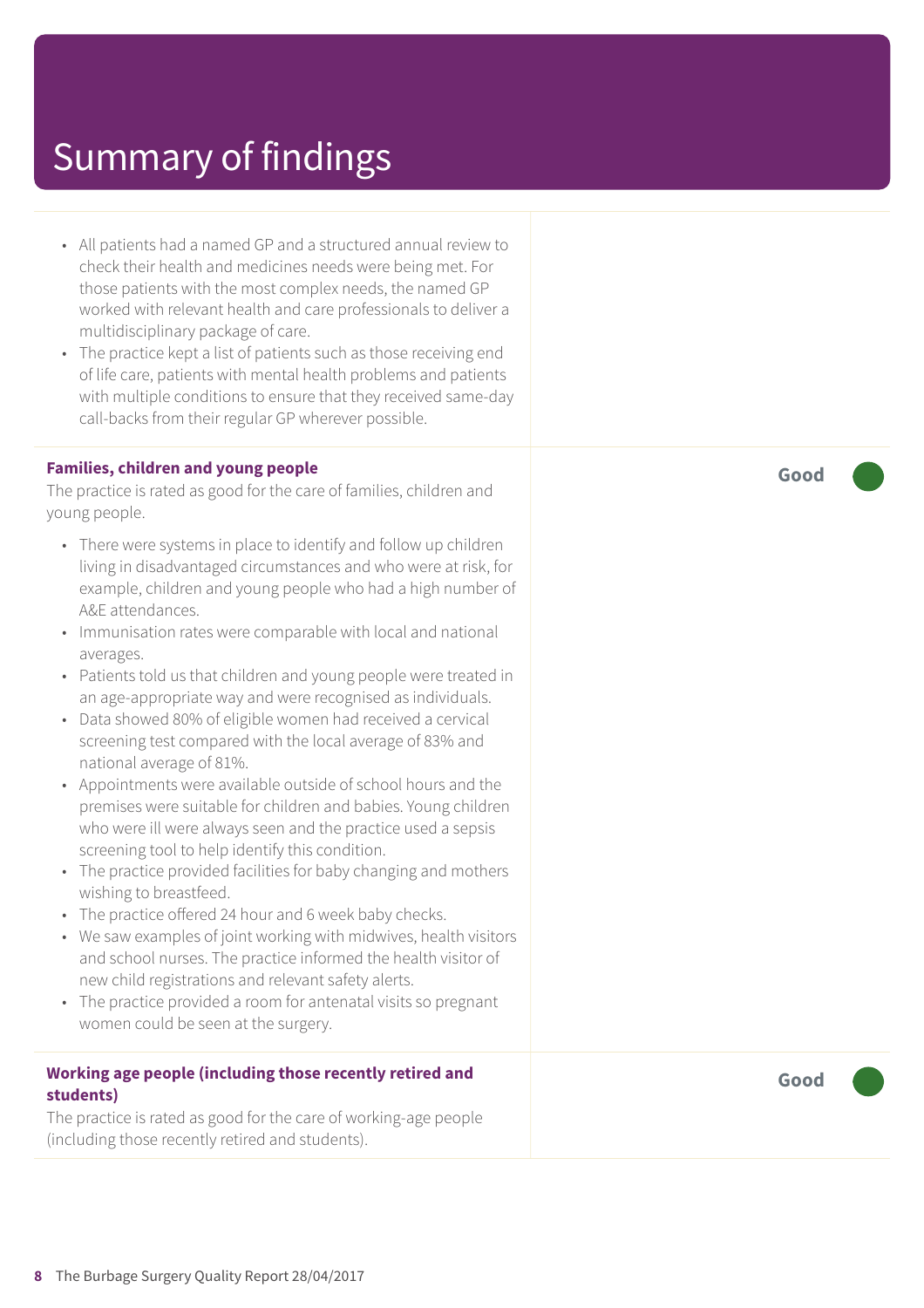# Summary of findings

- All patients had a named GP and a structured annual review to check their health and medicines needs were being met. For those patients with the most complex needs, the named GP worked with relevant health and care professionals to deliver a multidisciplinary package of care.
- The practice kept a list of patients such as those receiving end of life care, patients with mental health problems and patients with multiple conditions to ensure that they received same-day call-backs from their regular GP wherever possible.

**Families, children and young people** — **Good**

The practice is rated as good for the care of families, children and young people.

- There were systems in place to identify and follow up children living in disadvantaged circumstances and who were at risk, for example, children and young people who had a high number of A&E attendances.
- Immunisation rates were comparable with local and national averages.
- Patients told us that children and young people were treated in an age-appropriate way and were recognised as individuals.
- Data showed 80% of eligible women had received a cervical screening test compared with the local average of 83% and national average of 81%.
- Appointments were available outside of school hours and the premises were suitable for children and babies. Young children who were ill were always seen and the practice used a sepsis screening tool to help identify this condition.
- The practice provided facilities for baby changing and mothers wishing to breastfeed.
- The practice offered 24 hour and 6 week baby checks.
- We saw examples of joint working with midwives, health visitors and school nurses. The practice informed the health visitor of new child registrations and relevant safety alerts.
- The practice provided a room for antenatal visits so pregnant women could be seen at the surgery.

**Working age people (including those recently retired and students)** — **Good**

The practice is rated as good for the care of working-age people (including those recently retired and students).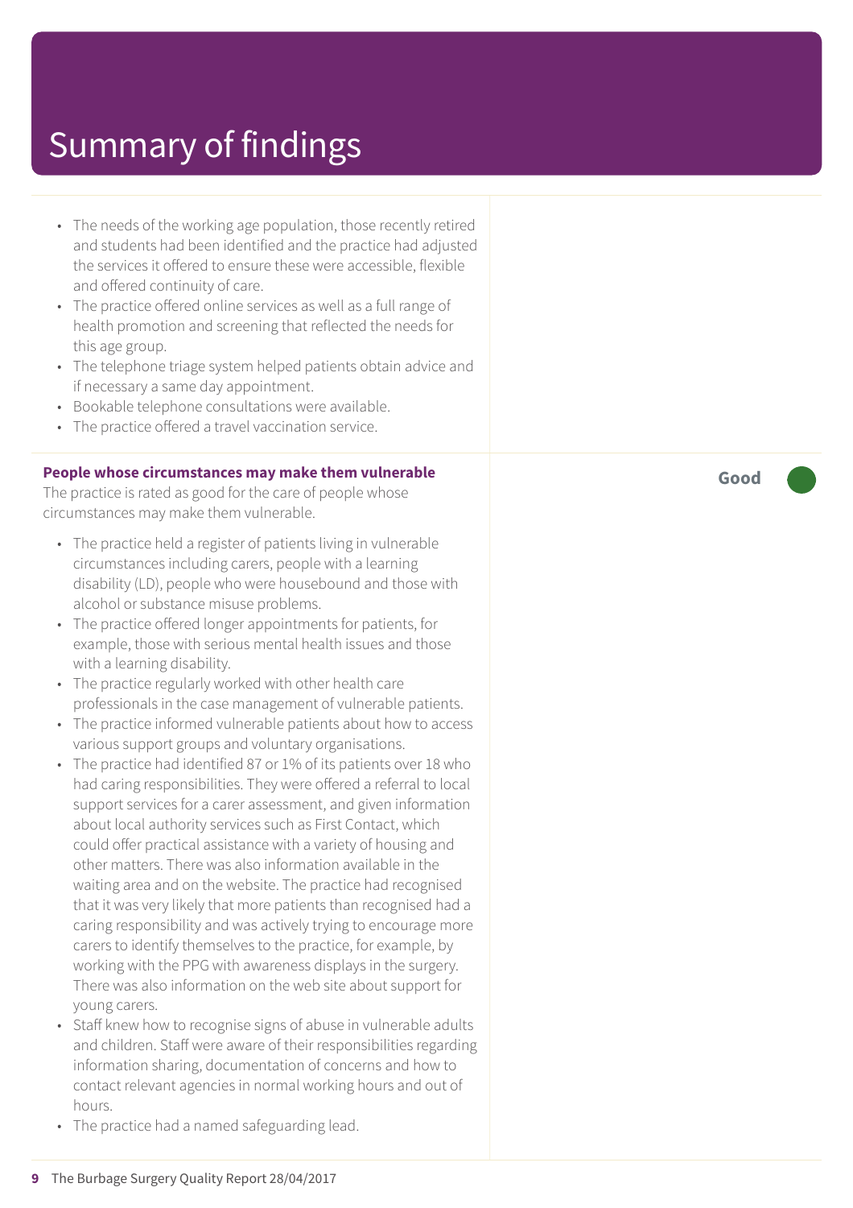# Summary of findings

- The needs of the working age population, those recently retired and students had been identified and the practice had adjusted the services it offered to ensure these were accessible, flexible and offered continuity of care.
- The practice offered online services as well as a full range of health promotion and screening that reflected the needs for this age group.
- The telephone triage system helped patients obtain advice and if necessary a same day appointment.
- Bookable telephone consultations were available.
- The practice offered a travel vaccination service.

**People whose circumstances may make them vulnerable**

**Good**

The practice is rated as good for the care of people whose circumstances may make them vulnerable.

- The practice held a register of patients living in vulnerable circumstances including carers, people with a learning disability (LD), people who were housebound and those with alcohol or substance misuse problems.
- The practice offered longer appointments for patients, for example, those with serious mental health issues and those with a learning disability.
- The practice regularly worked with other health care professionals in the case management of vulnerable patients.
- The practice informed vulnerable patients about how to access various support groups and voluntary organisations.
- The practice had identified 87 or 1% of its patients over 18 who had caring responsibilities. They were offered a referral to local support services for a carer assessment, and given information about local authority services such as First Contact, which could offer practical assistance with a variety of housing and other matters. There was also information available in the waiting area and on the website. The practice had recognised that it was very likely that more patients than recognised had a caring responsibility and was actively trying to encourage more carers to identify themselves to the practice, for example, by working with the PPG with awareness displays in the surgery. There was also information on the web site about support for young carers.
- Staff knew how to recognise signs of abuse in vulnerable adults and children. Staff were aware of their responsibilities regarding information sharing, documentation of concerns and how to contact relevant agencies in normal working hours and out of hours.
- The practice had a named safeguarding lead.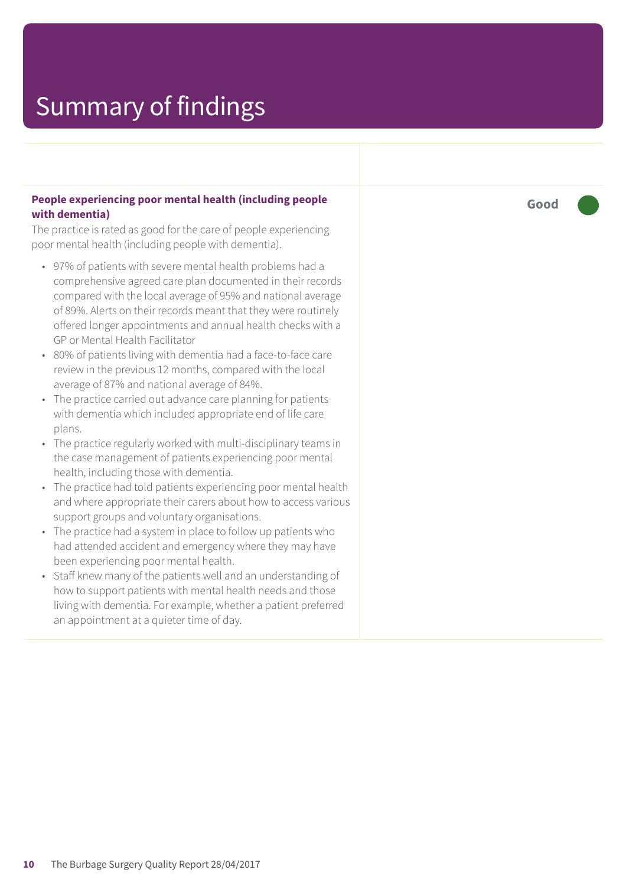# Summary of findings

**People experiencing poor mental health (including people with dementia)**

The practice is rated as good for the care of people experiencing poor mental health (including people with dementia).

- 97% of patients with severe mental health problems had a comprehensive agreed care plan documented in their records compared with the local average of 95% and national average of 89%. Alerts on their records meant that they were routinely offered longer appointments and annual health checks with a GP or Mental Health Facilitator
- 80% of patients living with dementia had a face-to-face care review in the previous 12 months, compared with the local average of 87% and national average of 84%.
- The practice carried out advance care planning for patients with dementia which included appropriate end of life care plans.
- The practice regularly worked with multi-disciplinary teams in the case management of patients experiencing poor mental health, including those with dementia.
- The practice had told patients experiencing poor mental health and where appropriate their carers about how to access various support groups and voluntary organisations.
- The practice had a system in place to follow up patients who had attended accident and emergency where they may have been experiencing poor mental health.
- Staff knew many of the patients well and an understanding of how to support patients with mental health needs and those living with dementia. For example, whether a patient preferred an appointment at a quieter time of day.

**Good**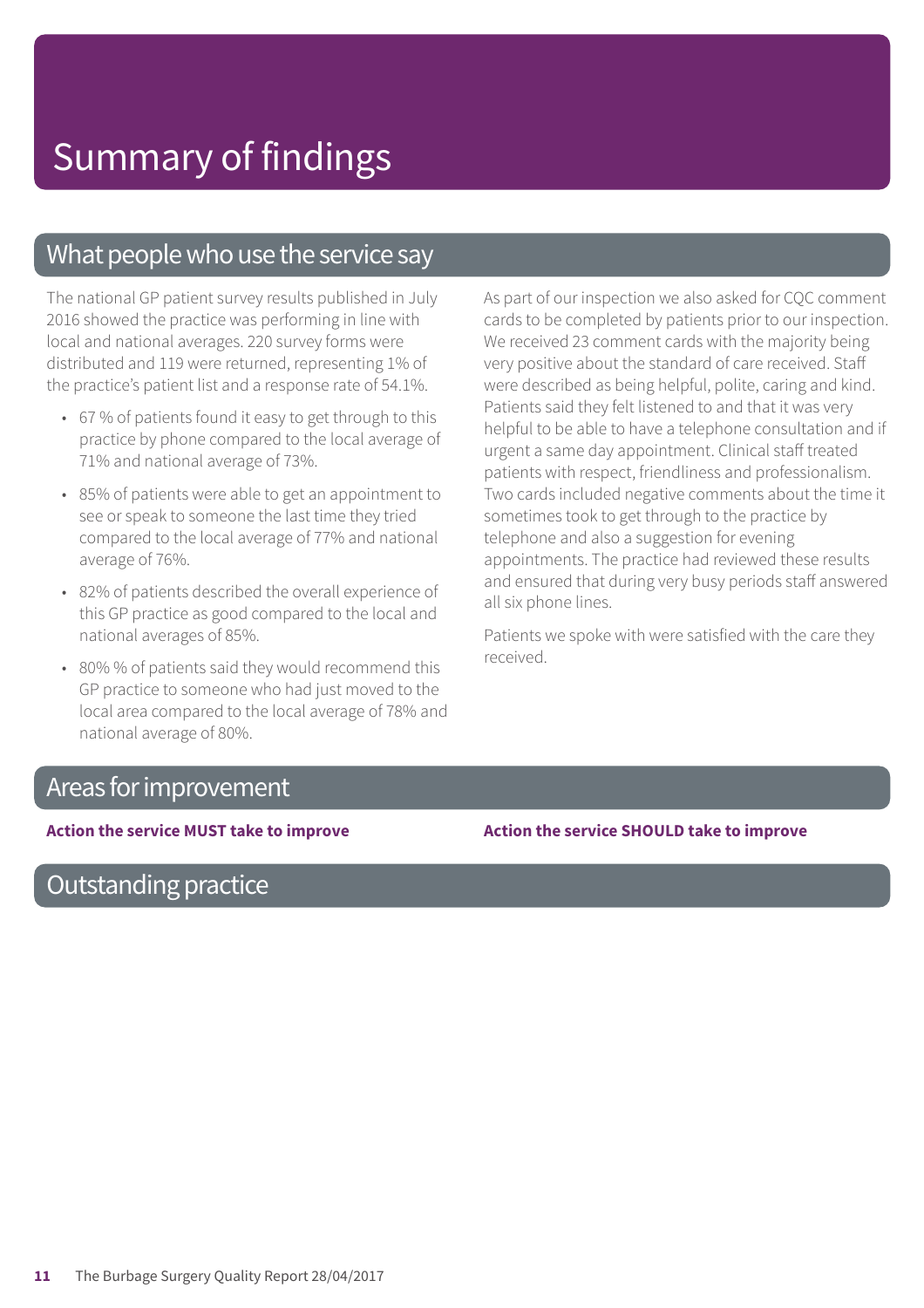# Summary of findings

## What people who use the service say

The national GP patient survey results published in July 2016 showed the practice was performing in line with local and national averages. 220 survey forms were distributed and 119 were returned, representing 1% of the practice's patient list and a response rate of 54.1%.

- 67 % of patients found it easy to get through to this practice by phone compared to the local average of 71% and national average of 73%.
- 85% of patients were able to get an appointment to see or speak to someone the last time they tried compared to the local average of 77% and national average of 76%.
- 82% of patients described the overall experience of this GP practice as good compared to the local and national averages of 85%.
- 80% % of patients said they would recommend this GP practice to someone who had just moved to the local area compared to the local average of 78% and national average of 80%.

As part of our inspection we also asked for CQC comment cards to be completed by patients prior to our inspection. We received 23 comment cards with the majority being very positive about the standard of care received. Staff were described as being helpful, polite, caring and kind. Patients said they felt listened to and that it was very helpful to be able to have a telephone consultation and if urgent a same day appointment. Clinical staff treated patients with respect, friendliness and professionalism. Two cards included negative comments about the time it sometimes took to get through to the practice by telephone and also a suggestion for evening appointments. The practice had reviewed these results and ensured that during very busy periods staff answered all six phone lines.

Patients we spoke with were satisfied with the care they received.

## Areas for improvement

**Action the service MUST take to improve**

**Action the service SHOULD take to improve**

## Outstanding practice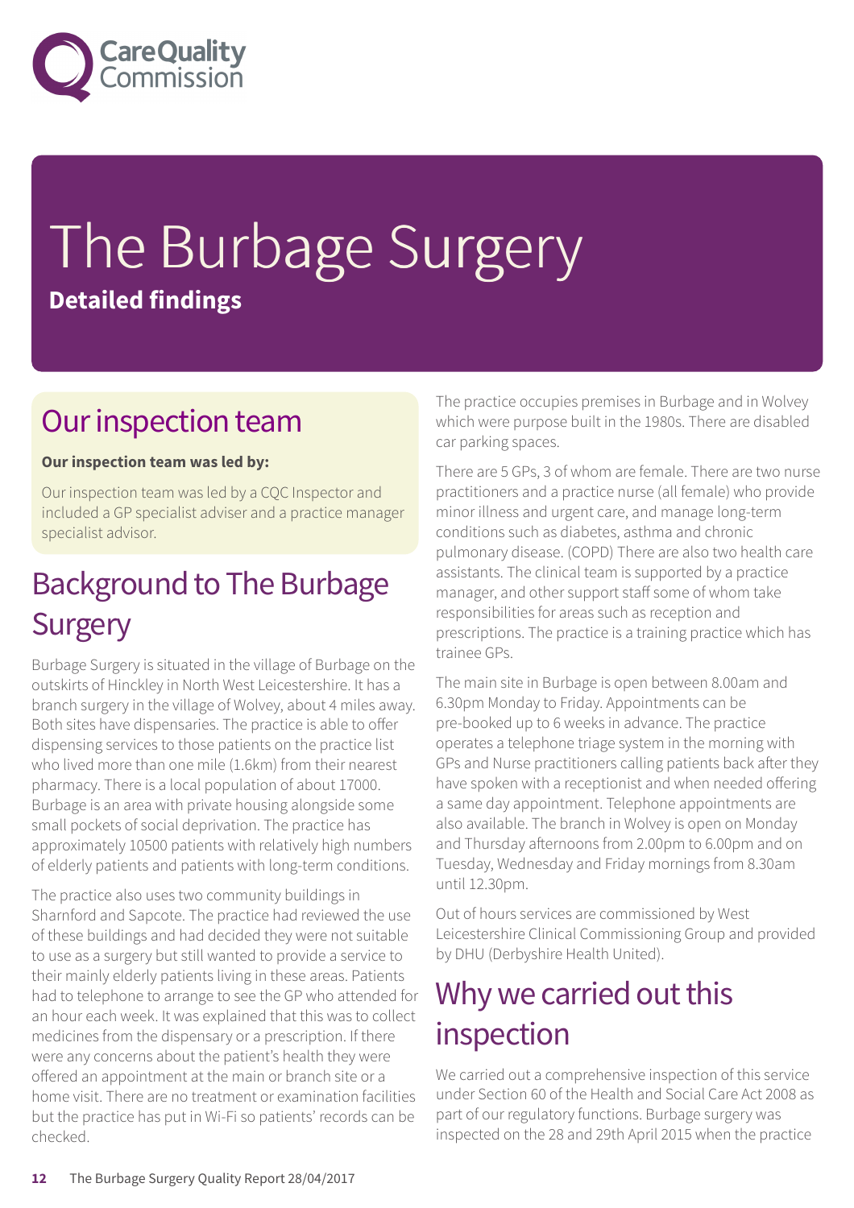# The Burbage Surgery

**Detailed findings**

## Our inspection team

**Our inspection team was led by:**

Our inspection team was led by a CQC Inspector and included a GP specialist adviser and a practice manager specialist advisor.

## Background to The Burbage Surgery

Burbage Surgery is situated in the village of Burbage on the outskirts of Hinckley in North West Leicestershire. It has a branch surgery in the village of Wolvey, about 4 miles away. Both sites have dispensaries. The practice is able to offer dispensing services to those patients on the practice list who lived more than one mile (1.6km) from their nearest pharmacy. There is a local population of about 17000. Burbage is an area with private housing alongside some small pockets of social deprivation. The practice has approximately 10500 patients with relatively high numbers of elderly patients and patients with long-term conditions.

The practice also uses two community buildings in Sharnford and Sapcote. The practice had reviewed the use of these buildings and had decided they were not suitable to use as a surgery but still wanted to provide a service to their mainly elderly patients living in these areas. Patients had to telephone to arrange to see the GP who attended for an hour each week. It was explained that this was to collect medicines from the dispensary or a prescription. If there were any concerns about the patient's health they were offered an appointment at the main or branch site or a home visit. There are no treatment or examination facilities but the practice has put in Wi-Fi so patients' records can be checked.

The practice occupies premises in Burbage and in Wolvey which were purpose built in the 1980s. There are disabled car parking spaces.

There are 5 GPs, 3 of whom are female. There are two nurse practitioners and a practice nurse (all female) who provide minor illness and urgent care, and manage long-term conditions such as diabetes, asthma and chronic pulmonary disease. (COPD) There are also two health care assistants. The clinical team is supported by a practice manager, and other support staff some of whom take responsibilities for areas such as reception and prescriptions. The practice is a training practice which has trainee GPs.

The main site in Burbage is open between 8.00am and 6.30pm Monday to Friday. Appointments can be pre-booked up to 6 weeks in advance. The practice operates a telephone triage system in the morning with GPs and Nurse practitioners calling patients back after they have spoken with a receptionist and when needed offering a same day appointment. Telephone appointments are also available. The branch in Wolvey is open on Monday and Thursday afternoons from 2.00pm to 6.00pm and on Tuesday, Wednesday and Friday mornings from 8.30am until 12.30pm.

Out of hours services are commissioned by West Leicestershire Clinical Commissioning Group and provided by DHU (Derbyshire Health United).

## Why we carried out this inspection

We carried out a comprehensive inspection of this service under Section 60 of the Health and Social Care Act 2008 as part of our regulatory functions. Burbage surgery was inspected on the 28 and 29th April 2015 when the practice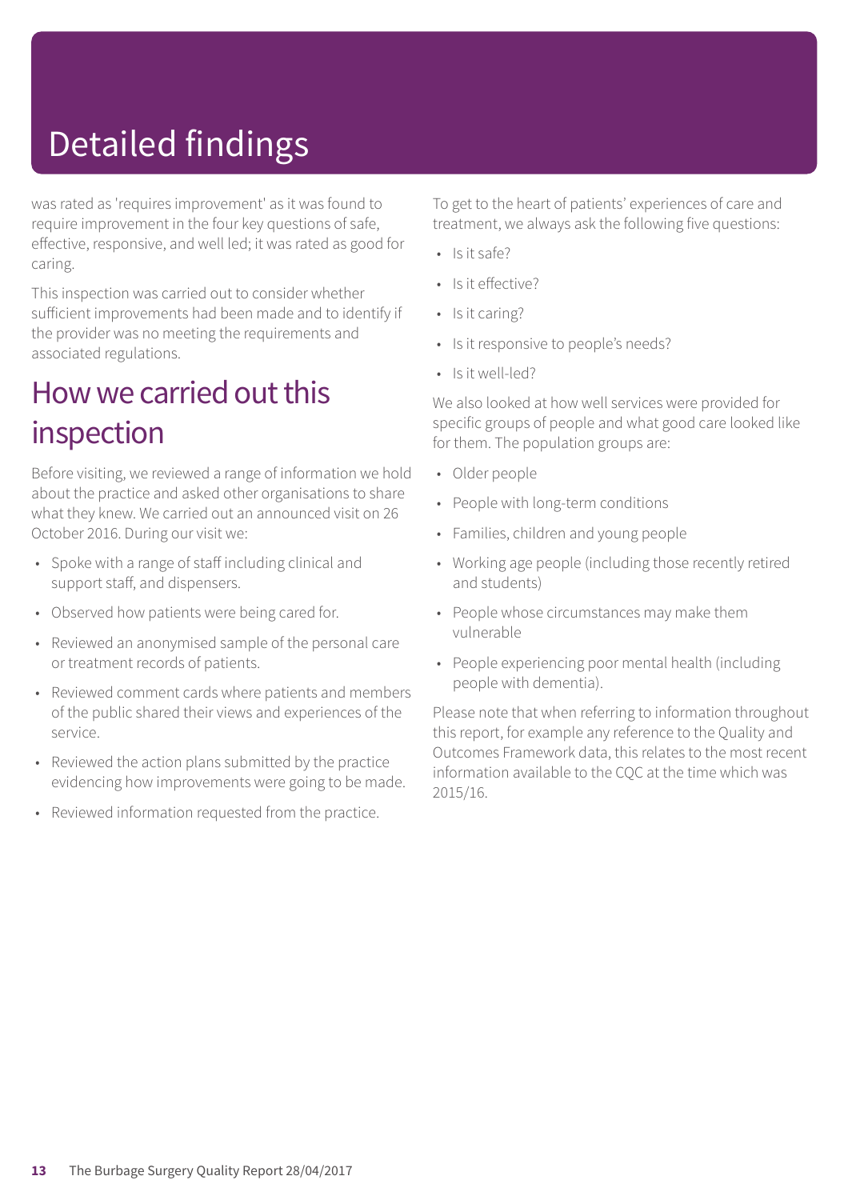# Detailed findings

was rated as 'requires improvement' as it was found to require improvement in the four key questions of safe, effective, responsive, and well led; it was rated as good for caring.

This inspection was carried out to consider whether sufficient improvements had been made and to identify if the provider was no meeting the requirements and associated regulations.

## How we carried out this inspection

Before visiting, we reviewed a range of information we hold about the practice and asked other organisations to share what they knew. We carried out an announced visit on 26 October 2016. During our visit we:

- Spoke with a range of staff including clinical and support staff, and dispensers.
- Observed how patients were being cared for.
- Reviewed an anonymised sample of the personal care or treatment records of patients.
- Reviewed comment cards where patients and members of the public shared their views and experiences of the service.
- Reviewed the action plans submitted by the practice evidencing how improvements were going to be made.
- Reviewed information requested from the practice.

To get to the heart of patients' experiences of care and treatment, we always ask the following five questions:

- Is it safe?
- Is it effective?
- Is it caring?
- Is it responsive to people's needs?
- Is it well-led?

We also looked at how well services were provided for specific groups of people and what good care looked like for them. The population groups are:

- Older people
- People with long-term conditions
- Families, children and young people
- Working age people (including those recently retired and students)
- People whose circumstances may make them vulnerable
- People experiencing poor mental health (including people with dementia).

Please note that when referring to information throughout this report, for example any reference to the Quality and Outcomes Framework data, this relates to the most recent information available to the CQC at the time which was 2015/16.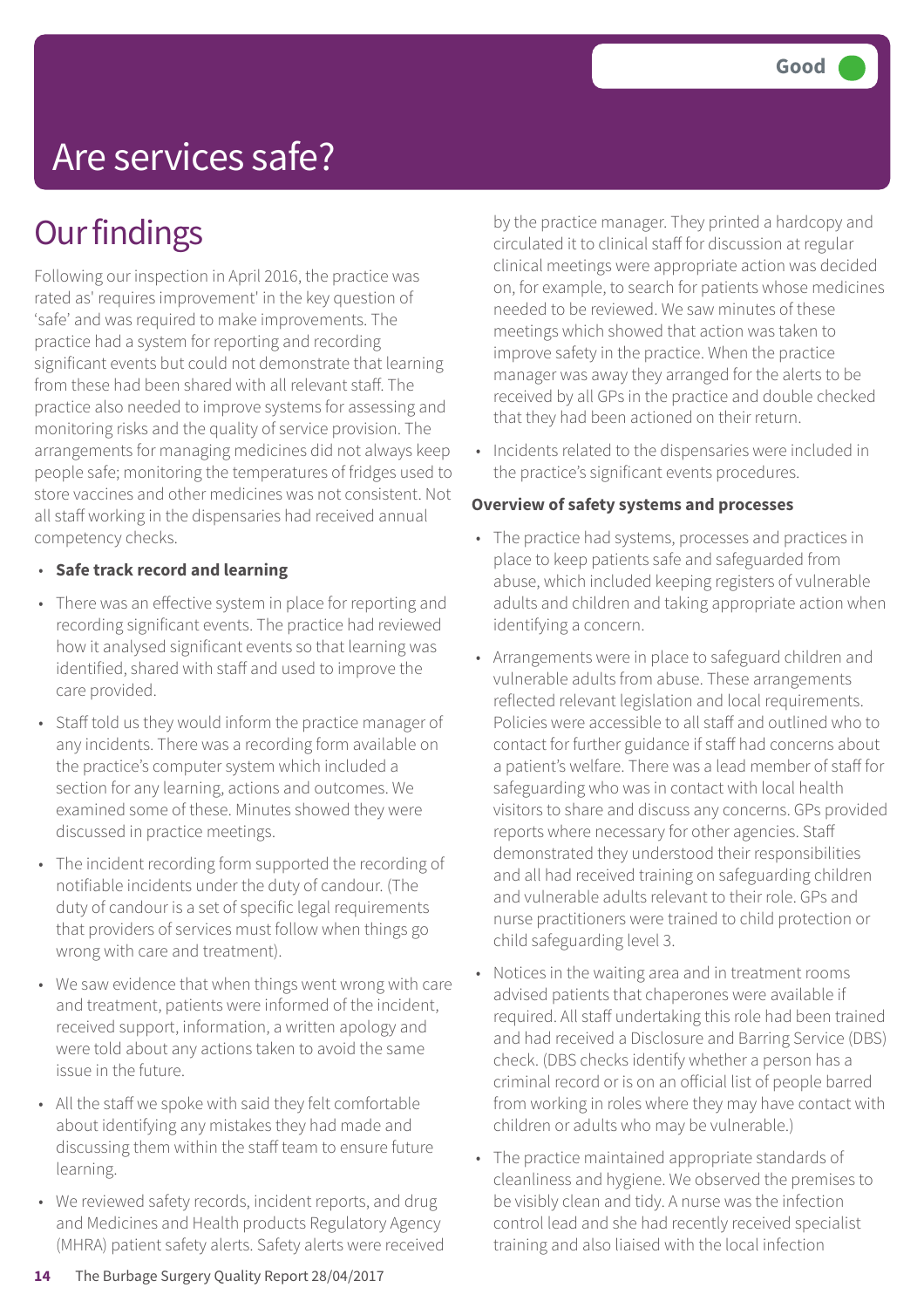Good

# Are services safe?

## Our findings

Following our inspection in April 2016, the practice was rated as' requires improvement' in the key question of 'safe' and was required to make improvements. The practice had a system for reporting and recording significant events but could not demonstrate that learning from these had been shared with all relevant staff. The practice also needed to improve systems for assessing and monitoring risks and the quality of service provision. The arrangements for managing medicines did not always keep people safe; monitoring the temperatures of fridges used to store vaccines and other medicines was not consistent. Not all staff working in the dispensaries had received annual competency checks.

- **Safe track record and learning**

- There was an effective system in place for reporting and recording significant events. The practice had reviewed how it analysed significant events so that learning was identified, shared with staff and used to improve the care provided.
- Staff told us they would inform the practice manager of any incidents. There was a recording form available on the practice's computer system which included a section for any learning, actions and outcomes. We examined some of these. Minutes showed they were discussed in practice meetings.
- The incident recording form supported the recording of notifiable incidents under the duty of candour. (The duty of candour is a set of specific legal requirements that providers of services must follow when things go wrong with care and treatment).
- We saw evidence that when things went wrong with care and treatment, patients were informed of the incident, received support, information, a written apology and were told about any actions taken to avoid the same issue in the future.
- All the staff we spoke with said they felt comfortable about identifying any mistakes they had made and discussing them within the staff team to ensure future learning.
- We reviewed safety records, incident reports, and drug and Medicines and Health products Regulatory Agency (MHRA) patient safety alerts. Safety alerts were received by the practice manager. They printed a hardcopy and circulated it to clinical staff for discussion at regular clinical meetings were appropriate action was decided on, for example, to search for patients whose medicines needed to be reviewed. We saw minutes of these meetings which showed that action was taken to improve safety in the practice. When the practice manager was away they arranged for the alerts to be received by all GPs in the practice and double checked that they had been actioned on their return.
- Incidents related to the dispensaries were included in the practice's significant events procedures.

**Overview of safety systems and processes**

- The practice had systems, processes and practices in place to keep patients safe and safeguarded from abuse, which included keeping registers of vulnerable adults and children and taking appropriate action when identifying a concern.
- Arrangements were in place to safeguard children and vulnerable adults from abuse. These arrangements reflected relevant legislation and local requirements. Policies were accessible to all staff and outlined who to contact for further guidance if staff had concerns about a patient's welfare. There was a lead member of staff for safeguarding who was in contact with local health visitors to share and discuss any concerns. GPs provided reports where necessary for other agencies. Staff demonstrated they understood their responsibilities and all had received training on safeguarding children and vulnerable adults relevant to their role. GPs and nurse practitioners were trained to child protection or child safeguarding level 3.
- Notices in the waiting area and in treatment rooms advised patients that chaperones were available if required. All staff undertaking this role had been trained and had received a Disclosure and Barring Service (DBS) check. (DBS checks identify whether a person has a criminal record or is on an official list of people barred from working in roles where they may have contact with children or adults who may be vulnerable.)
- The practice maintained appropriate standards of cleanliness and hygiene. We observed the premises to be visibly clean and tidy. A nurse was the infection control lead and she had recently received specialist training and also liaised with the local infection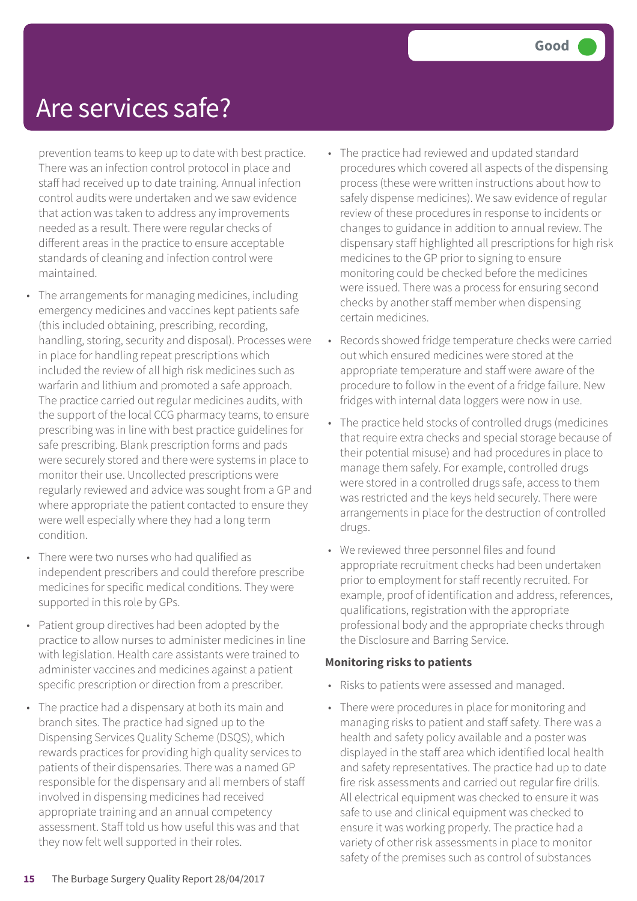# Are services safe?

Good

prevention teams to keep up to date with best practice. There was an infection control protocol in place and staff had received up to date training. Annual infection control audits were undertaken and we saw evidence that action was taken to address any improvements needed as a result. There were regular checks of different areas in the practice to ensure acceptable standards of cleaning and infection control were maintained.

- The arrangements for managing medicines, including emergency medicines and vaccines kept patients safe (this included obtaining, prescribing, recording, handling, storing, security and disposal). Processes were in place for handling repeat prescriptions which included the review of all high risk medicines such as warfarin and lithium and promoted a safe approach. The practice carried out regular medicines audits, with the support of the local CCG pharmacy teams, to ensure prescribing was in line with best practice guidelines for safe prescribing. Blank prescription forms and pads were securely stored and there were systems in place to monitor their use. Uncollected prescriptions were regularly reviewed and advice was sought from a GP and where appropriate the patient contacted to ensure they were well especially where they had a long term condition.
- There were two nurses who had qualified as independent prescribers and could therefore prescribe medicines for specific medical conditions. They were supported in this role by GPs.
- Patient group directives had been adopted by the practice to allow nurses to administer medicines in line with legislation. Health care assistants were trained to administer vaccines and medicines against a patient specific prescription or direction from a prescriber.
- The practice had a dispensary at both its main and branch sites. The practice had signed up to the Dispensing Services Quality Scheme (DSQS), which rewards practices for providing high quality services to patients of their dispensaries. There was a named GP responsible for the dispensary and all members of staff involved in dispensing medicines had received appropriate training and an annual competency assessment. Staff told us how useful this was and that they now felt well supported in their roles.
- The practice had reviewed and updated standard procedures which covered all aspects of the dispensing process (these were written instructions about how to safely dispense medicines). We saw evidence of regular review of these procedures in response to incidents or changes to guidance in addition to annual review. The dispensary staff highlighted all prescriptions for high risk medicines to the GP prior to signing to ensure monitoring could be checked before the medicines were issued. There was a process for ensuring second checks by another staff member when dispensing certain medicines.
- Records showed fridge temperature checks were carried out which ensured medicines were stored at the appropriate temperature and staff were aware of the procedure to follow in the event of a fridge failure. New fridges with internal data loggers were now in use.
- The practice held stocks of controlled drugs (medicines that require extra checks and special storage because of their potential misuse) and had procedures in place to manage them safely. For example, controlled drugs were stored in a controlled drugs safe, access to them was restricted and the keys held securely. There were arrangements in place for the destruction of controlled drugs.
- We reviewed three personnel files and found appropriate recruitment checks had been undertaken prior to employment for staff recently recruited. For example, proof of identification and address, references, qualifications, registration with the appropriate professional body and the appropriate checks through the Disclosure and Barring Service.

**Monitoring risks to patients**

- Risks to patients were assessed and managed.
- There were procedures in place for monitoring and managing risks to patient and staff safety. There was a health and safety policy available and a poster was displayed in the staff area which identified local health and safety representatives. The practice had up to date fire risk assessments and carried out regular fire drills. All electrical equipment was checked to ensure it was safe to use and clinical equipment was checked to ensure it was working properly. The practice had a variety of other risk assessments in place to monitor safety of the premises such as control of substances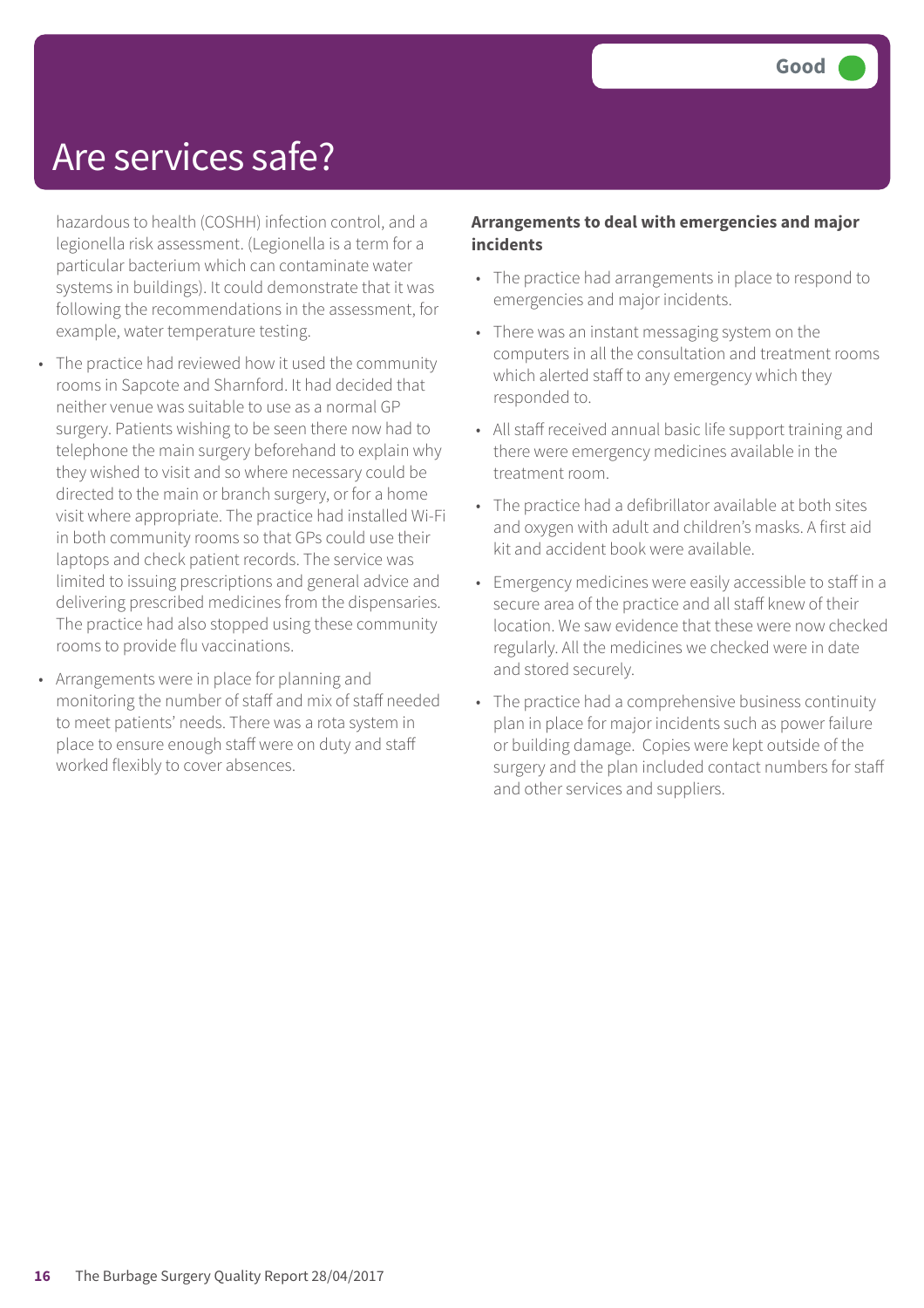# Are services safe?

Good

hazardous to health (COSHH) infection control, and a legionella risk assessment. (Legionella is a term for a particular bacterium which can contaminate water systems in buildings). It could demonstrate that it was following the recommendations in the assessment, for example, water temperature testing.

- The practice had reviewed how it used the community rooms in Sapcote and Sharnford. It had decided that neither venue was suitable to use as a normal GP surgery. Patients wishing to be seen there now had to telephone the main surgery beforehand to explain why they wished to visit and so where necessary could be directed to the main or branch surgery, or for a home visit where appropriate. The practice had installed Wi-Fi in both community rooms so that GPs could use their laptops and check patient records. The service was limited to issuing prescriptions and general advice and delivering prescribed medicines from the dispensaries. The practice had also stopped using these community rooms to provide flu vaccinations.
- Arrangements were in place for planning and monitoring the number of staff and mix of staff needed to meet patients' needs. There was a rota system in place to ensure enough staff were on duty and staff worked flexibly to cover absences.

**Arrangements to deal with emergencies and major incidents**

- The practice had arrangements in place to respond to emergencies and major incidents.
- There was an instant messaging system on the computers in all the consultation and treatment rooms which alerted staff to any emergency which they responded to.
- All staff received annual basic life support training and there were emergency medicines available in the treatment room.
- The practice had a defibrillator available at both sites and oxygen with adult and children's masks. A first aid kit and accident book were available.
- Emergency medicines were easily accessible to staff in a secure area of the practice and all staff knew of their location. We saw evidence that these were now checked regularly. All the medicines we checked were in date and stored securely.
- The practice had a comprehensive business continuity plan in place for major incidents such as power failure or building damage. Copies were kept outside of the surgery and the plan included contact numbers for staff and other services and suppliers.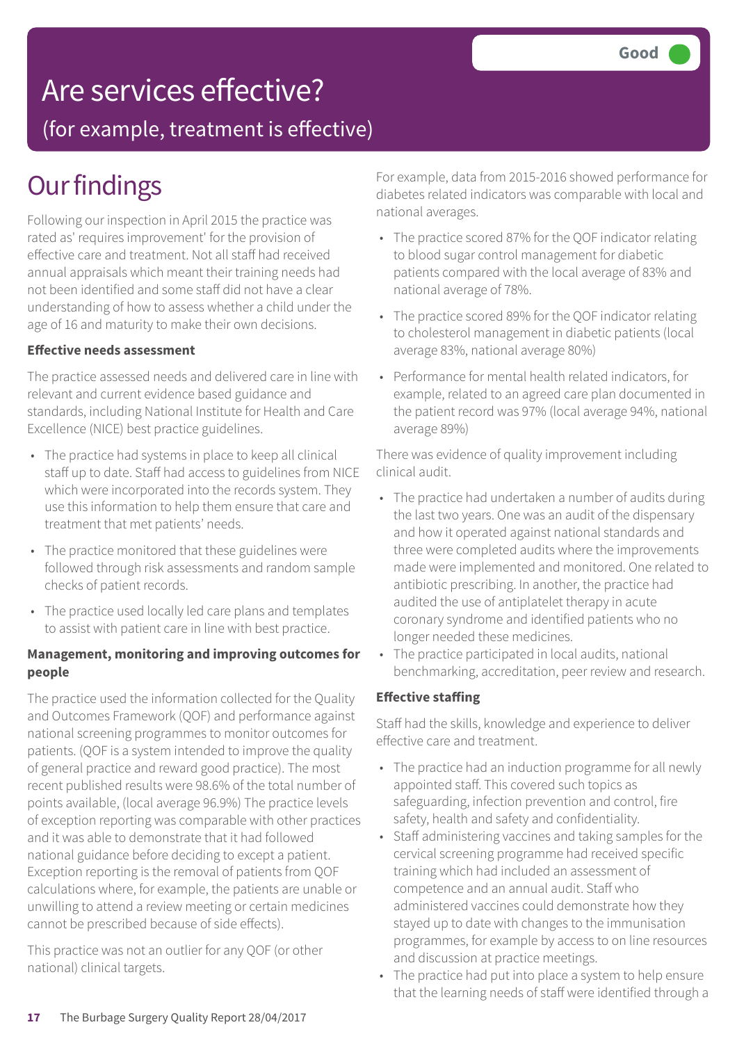# Are services effective?

(for example, treatment is effective)

Good

## Our findings

Following our inspection in April 2015 the practice was rated as' requires improvement' for the provision of effective care and treatment. Not all staff had received annual appraisals which meant their training needs had not been identified and some staff did not have a clear understanding of how to assess whether a child under the age of 16 and maturity to make their own decisions.

**Effective needs assessment**

The practice assessed needs and delivered care in line with relevant and current evidence based guidance and standards, including National Institute for Health and Care Excellence (NICE) best practice guidelines.

- The practice had systems in place to keep all clinical staff up to date. Staff had access to guidelines from NICE which were incorporated into the records system. They use this information to help them ensure that care and treatment that met patients' needs.
- The practice monitored that these guidelines were followed through risk assessments and random sample checks of patient records.
- The practice used locally led care plans and templates to assist with patient care in line with best practice.

**Management, monitoring and improving outcomes for people**

The practice used the information collected for the Quality and Outcomes Framework (QOF) and performance against national screening programmes to monitor outcomes for patients. (QOF is a system intended to improve the quality of general practice and reward good practice). The most recent published results were 98.6% of the total number of points available, (local average 96.9%) The practice levels of exception reporting was comparable with other practices and it was able to demonstrate that it had followed national guidance before deciding to except a patient. Exception reporting is the removal of patients from QOF calculations where, for example, the patients are unable or unwilling to attend a review meeting or certain medicines cannot be prescribed because of side effects).

This practice was not an outlier for any QOF (or other national) clinical targets.

For example, data from 2015-2016 showed performance for diabetes related indicators was comparable with local and national averages.

- The practice scored 87% for the QOF indicator relating to blood sugar control management for diabetic patients compared with the local average of 83% and national average of 78%.
- The practice scored 89% for the QOF indicator relating to cholesterol management in diabetic patients (local average 83%, national average 80%)
- Performance for mental health related indicators, for example, related to an agreed care plan documented in the patient record was 97% (local average 94%, national average 89%)

There was evidence of quality improvement including clinical audit.

- The practice had undertaken a number of audits during the last two years. One was an audit of the dispensary and how it operated against national standards and three were completed audits where the improvements made were implemented and monitored. One related to antibiotic prescribing. In another, the practice had audited the use of antiplatelet therapy in acute coronary syndrome and identified patients who no longer needed these medicines.
- The practice participated in local audits, national benchmarking, accreditation, peer review and research.

**Effective staffing**

Staff had the skills, knowledge and experience to deliver effective care and treatment.

- The practice had an induction programme for all newly appointed staff. This covered such topics as safeguarding, infection prevention and control, fire safety, health and safety and confidentiality.
- Staff administering vaccines and taking samples for the cervical screening programme had received specific training which had included an assessment of competence and an annual audit. Staff who administered vaccines could demonstrate how they stayed up to date with changes to the immunisation programmes, for example by access to on line resources and discussion at practice meetings.
- The practice had put into place a system to help ensure that the learning needs of staff were identified through a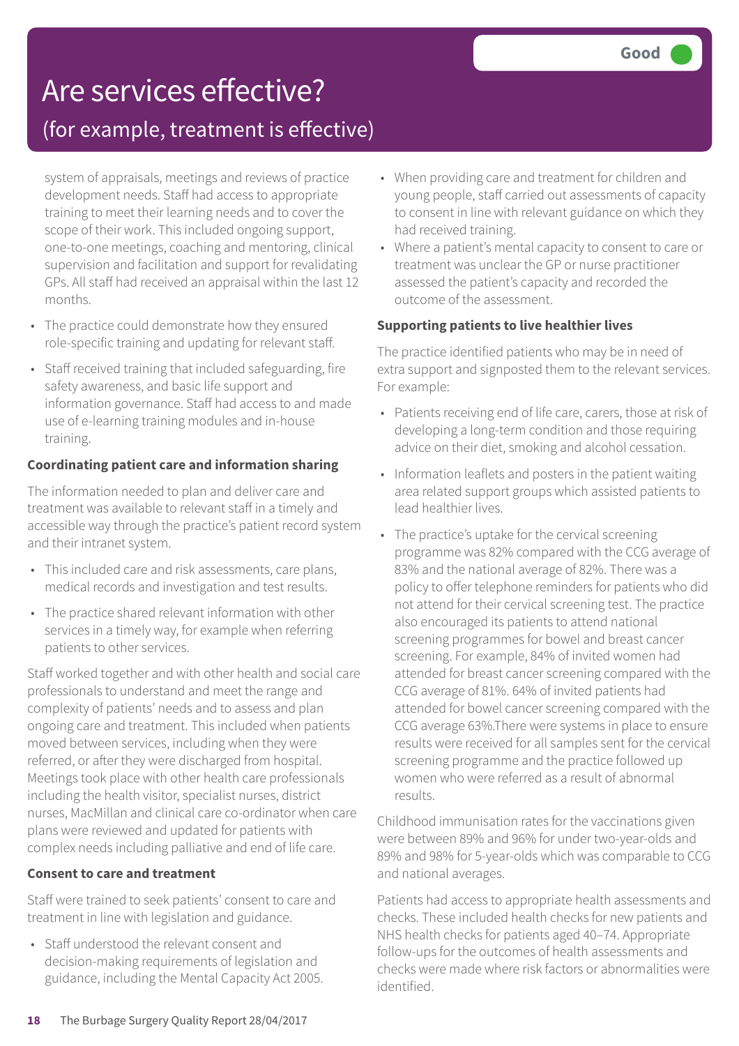# Are services effective?

## (for example, treatment is effective)

**Good**

system of appraisals, meetings and reviews of practice development needs. Staff had access to appropriate training to meet their learning needs and to cover the scope of their work. This included ongoing support, one-to-one meetings, coaching and mentoring, clinical supervision and facilitation and support for revalidating GPs. All staff had received an appraisal within the last 12 months.

- The practice could demonstrate how they ensured role-specific training and updating for relevant staff.
- Staff received training that included safeguarding, fire safety awareness, and basic life support and information governance. Staff had access to and made use of e-learning training modules and in-house training.

**Coordinating patient care and information sharing**

The information needed to plan and deliver care and treatment was available to relevant staff in a timely and accessible way through the practice's patient record system and their intranet system.

- This included care and risk assessments, care plans, medical records and investigation and test results.
- The practice shared relevant information with other services in a timely way, for example when referring patients to other services.

Staff worked together and with other health and social care professionals to understand and meet the range and complexity of patients' needs and to assess and plan ongoing care and treatment. This included when patients moved between services, including when they were referred, or after they were discharged from hospital. Meetings took place with other health care professionals including the health visitor, specialist nurses, district nurses, MacMillan and clinical care co-ordinator when care plans were reviewed and updated for patients with complex needs including palliative and end of life care.

**Consent to care and treatment**

Staff were trained to seek patients' consent to care and treatment in line with legislation and guidance.

- Staff understood the relevant consent and decision-making requirements of legislation and guidance, including the Mental Capacity Act 2005.
- When providing care and treatment for children and young people, staff carried out assessments of capacity to consent in line with relevant guidance on which they had received training.
- Where a patient's mental capacity to consent to care or treatment was unclear the GP or nurse practitioner assessed the patient's capacity and recorded the outcome of the assessment.

**Supporting patients to live healthier lives**

The practice identified patients who may be in need of extra support and signposted them to the relevant services. For example:

- Patients receiving end of life care, carers, those at risk of developing a long-term condition and those requiring advice on their diet, smoking and alcohol cessation.
- Information leaflets and posters in the patient waiting area related support groups which assisted patients to lead healthier lives.
- The practice's uptake for the cervical screening programme was 82% compared with the CCG average of 83% and the national average of 82%. There was a policy to offer telephone reminders for patients who did not attend for their cervical screening test. The practice also encouraged its patients to attend national screening programmes for bowel and breast cancer screening. For example, 84% of invited women had attended for breast cancer screening compared with the CCG average of 81%. 64% of invited patients had attended for bowel cancer screening compared with the CCG average 63%.There were systems in place to ensure results were received for all samples sent for the cervical screening programme and the practice followed up women who were referred as a result of abnormal results.

Childhood immunisation rates for the vaccinations given were between 89% and 96% for under two-year-olds and 89% and 98% for 5-year-olds which was comparable to CCG and national averages.

Patients had access to appropriate health assessments and checks. These included health checks for new patients and NHS health checks for patients aged 40–74. Appropriate follow-ups for the outcomes of health assessments and checks were made where risk factors or abnormalities were identified.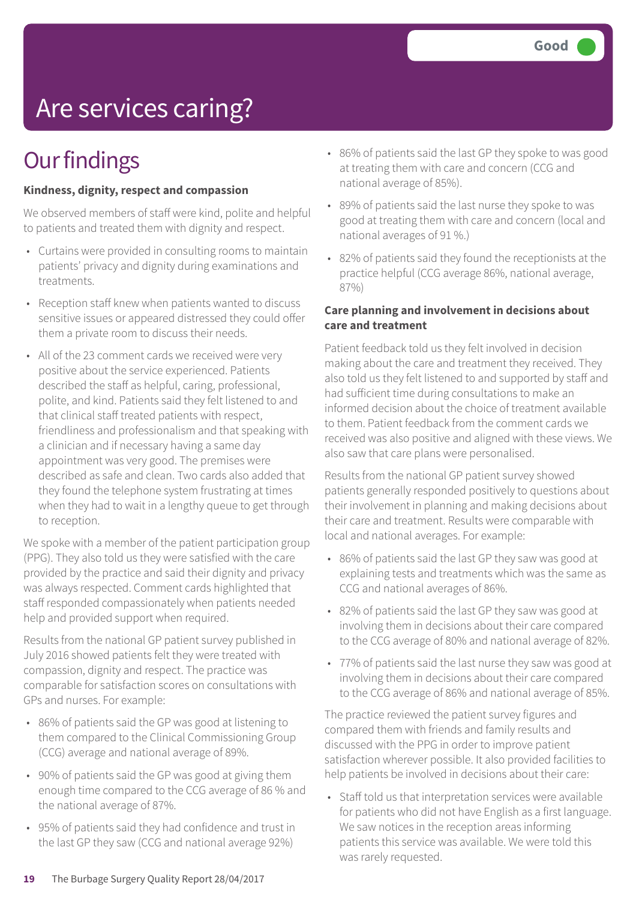# Are services caring?

Good

## Our findings

**Kindness, dignity, respect and compassion**

We observed members of staff were kind, polite and helpful to patients and treated them with dignity and respect.

- Curtains were provided in consulting rooms to maintain patients' privacy and dignity during examinations and treatments.
- Reception staff knew when patients wanted to discuss sensitive issues or appeared distressed they could offer them a private room to discuss their needs.
- All of the 23 comment cards we received were very positive about the service experienced. Patients described the staff as helpful, caring, professional, polite, and kind. Patients said they felt listened to and that clinical staff treated patients with respect, friendliness and professionalism and that speaking with a clinician and if necessary having a same day appointment was very good. The premises were described as safe and clean. Two cards also added that they found the telephone system frustrating at times when they had to wait in a lengthy queue to get through to reception.

We spoke with a member of the patient participation group (PPG). They also told us they were satisfied with the care provided by the practice and said their dignity and privacy was always respected. Comment cards highlighted that staff responded compassionately when patients needed help and provided support when required.

Results from the national GP patient survey published in July 2016 showed patients felt they were treated with compassion, dignity and respect. The practice was comparable for satisfaction scores on consultations with GPs and nurses. For example:

- 86% of patients said the GP was good at listening to them compared to the Clinical Commissioning Group (CCG) average and national average of 89%.
- 90% of patients said the GP was good at giving them enough time compared to the CCG average of 86 % and the national average of 87%.
- 95% of patients said they had confidence and trust in the last GP they saw (CCG and national average 92%)
- 86% of patients said the last GP they spoke to was good at treating them with care and concern (CCG and national average of 85%).
- 89% of patients said the last nurse they spoke to was good at treating them with care and concern (local and national averages of 91 %.)
- 82% of patients said they found the receptionists at the practice helpful (CCG average 86%, national average, 87%)

**Care planning and involvement in decisions about care and treatment**

Patient feedback told us they felt involved in decision making about the care and treatment they received. They also told us they felt listened to and supported by staff and had sufficient time during consultations to make an informed decision about the choice of treatment available to them. Patient feedback from the comment cards we received was also positive and aligned with these views. We also saw that care plans were personalised.

Results from the national GP patient survey showed patients generally responded positively to questions about their involvement in planning and making decisions about their care and treatment. Results were comparable with local and national averages. For example:

- 86% of patients said the last GP they saw was good at explaining tests and treatments which was the same as CCG and national averages of 86%.
- 82% of patients said the last GP they saw was good at involving them in decisions about their care compared to the CCG average of 80% and national average of 82%.
- 77% of patients said the last nurse they saw was good at involving them in decisions about their care compared to the CCG average of 86% and national average of 85%.

The practice reviewed the patient survey figures and compared them with friends and family results and discussed with the PPG in order to improve patient satisfaction wherever possible. It also provided facilities to help patients be involved in decisions about their care:

- Staff told us that interpretation services were available for patients who did not have English as a first language. We saw notices in the reception areas informing patients this service was available. We were told this was rarely requested.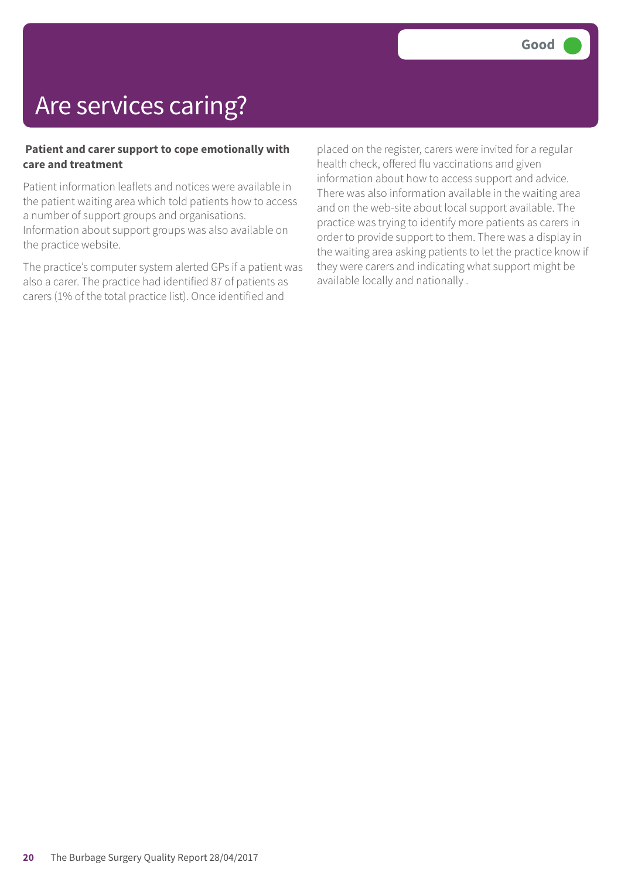# Are services caring?

Good

**Patient and carer support to cope emotionally with care and treatment**

Patient information leaflets and notices were available in the patient waiting area which told patients how to access a number of support groups and organisations. Information about support groups was also available on the practice website.

The practice's computer system alerted GPs if a patient was also a carer. The practice had identified 87 of patients as carers (1% of the total practice list). Once identified and placed on the register, carers were invited for a regular health check, offered flu vaccinations and given information about how to access support and advice. There was also information available in the waiting area and on the web-site about local support available. The practice was trying to identify more patients as carers in order to provide support to them. There was a display in the waiting area asking patients to let the practice know if they were carers and indicating what support might be available locally and nationally .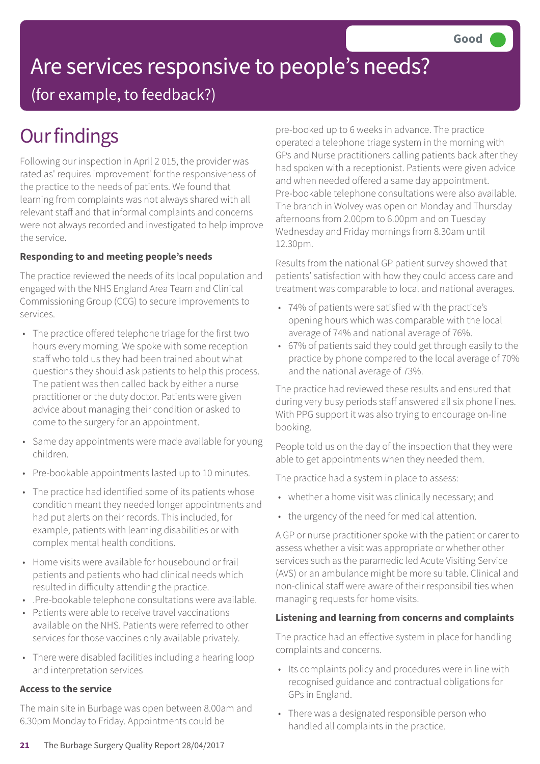Good

# Are services responsive to people's needs?

(for example, to feedback?)

## Our findings

Following our inspection in April 2 015, the provider was rated as' requires improvement' for the responsiveness of the practice to the needs of patients. We found that learning from complaints was not always shared with all relevant staff and that informal complaints and concerns were not always recorded and investigated to help improve the service.

**Responding to and meeting people's needs**

The practice reviewed the needs of its local population and engaged with the NHS England Area Team and Clinical Commissioning Group (CCG) to secure improvements to services.

- The practice offered telephone triage for the first two hours every morning. We spoke with some reception staff who told us they had been trained about what questions they should ask patients to help this process. The patient was then called back by either a nurse practitioner or the duty doctor. Patients were given advice about managing their condition or asked to come to the surgery for an appointment.
- Same day appointments were made available for young children.
- Pre-bookable appointments lasted up to 10 minutes.
- The practice had identified some of its patients whose condition meant they needed longer appointments and had put alerts on their records. This included, for example, patients with learning disabilities or with complex mental health conditions.
- Home visits were available for housebound or frail patients and patients who had clinical needs which resulted in difficulty attending the practice.
- .Pre-bookable telephone consultations were available.
- Patients were able to receive travel vaccinations available on the NHS. Patients were referred to other services for those vaccines only available privately.
- There were disabled facilities including a hearing loop and interpretation services

**Access to the service**

The main site in Burbage was open between 8.00am and 6.30pm Monday to Friday. Appointments could be pre-booked up to 6 weeks in advance. The practice operated a telephone triage system in the morning with GPs and Nurse practitioners calling patients back after they had spoken with a receptionist. Patients were given advice and when needed offered a same day appointment. Pre-bookable telephone consultations were also available. The branch in Wolvey was open on Monday and Thursday afternoons from 2.00pm to 6.00pm and on Tuesday Wednesday and Friday mornings from 8.30am until 12.30pm.

Results from the national GP patient survey showed that patients' satisfaction with how they could access care and treatment was comparable to local and national averages.

- 74% of patients were satisfied with the practice's opening hours which was comparable with the local average of 74% and national average of 76%.
- 67% of patients said they could get through easily to the practice by phone compared to the local average of 70% and the national average of 73%.

The practice had reviewed these results and ensured that during very busy periods staff answered all six phone lines. With PPG support it was also trying to encourage on-line booking.

People told us on the day of the inspection that they were able to get appointments when they needed them.

The practice had a system in place to assess:

- whether a home visit was clinically necessary; and
- the urgency of the need for medical attention.

A GP or nurse practitioner spoke with the patient or carer to assess whether a visit was appropriate or whether other services such as the paramedic led Acute Visiting Service (AVS) or an ambulance might be more suitable. Clinical and non-clinical staff were aware of their responsibilities when managing requests for home visits.

**Listening and learning from concerns and complaints**

The practice had an effective system in place for handling complaints and concerns.

- Its complaints policy and procedures were in line with recognised guidance and contractual obligations for GPs in England.
- There was a designated responsible person who handled all complaints in the practice.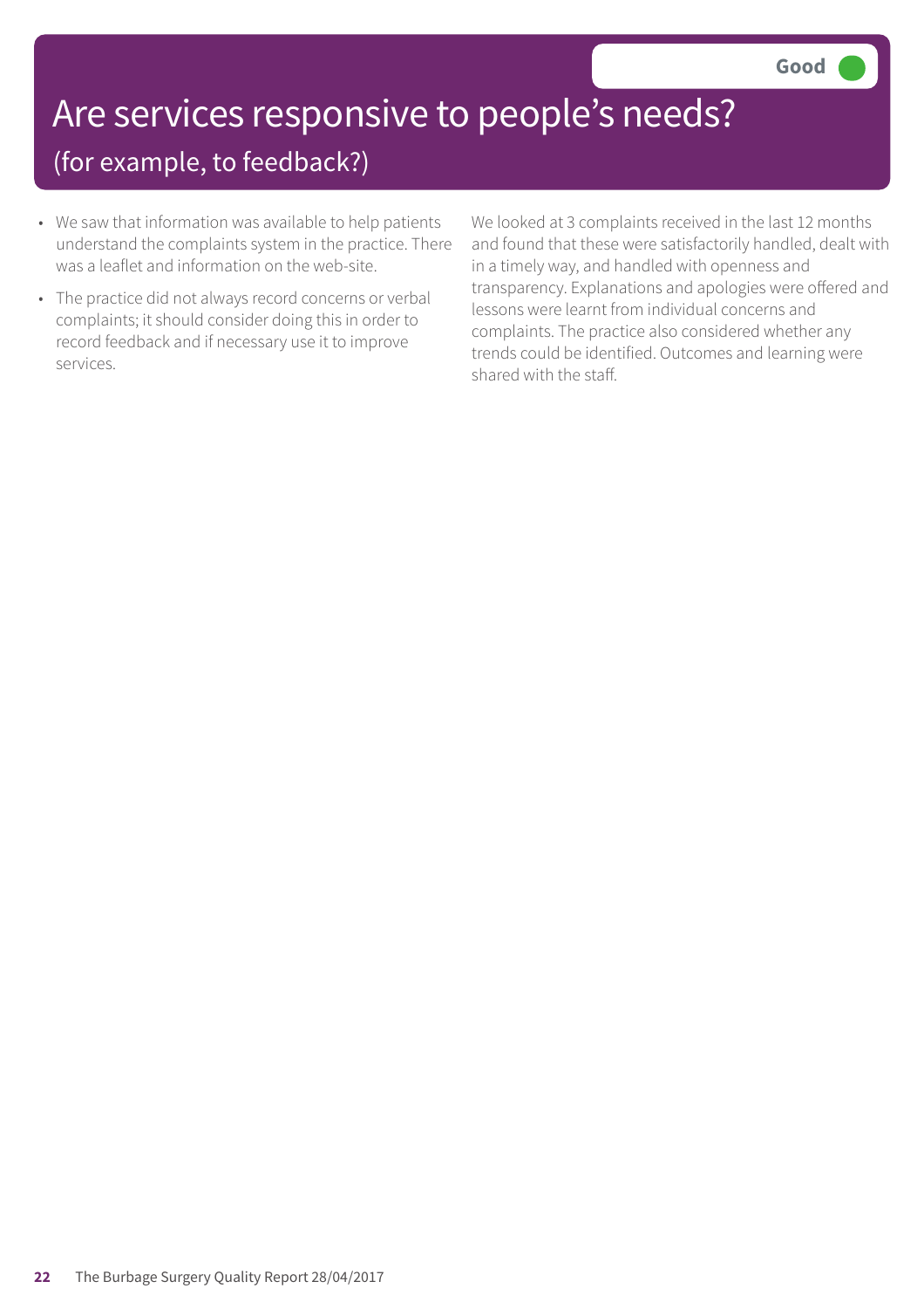# Are services responsive to people's needs?

## (for example, to feedback?)

**Good**

- We saw that information was available to help patients understand the complaints system in the practice. There was a leaflet and information on the web-site.
- The practice did not always record concerns or verbal complaints; it should consider doing this in order to record feedback and if necessary use it to improve services.

We looked at 3 complaints received in the last 12 months and found that these were satisfactorily handled, dealt with in a timely way, and handled with openness and transparency. Explanations and apologies were offered and lessons were learnt from individual concerns and complaints. The practice also considered whether any trends could be identified. Outcomes and learning were shared with the staff.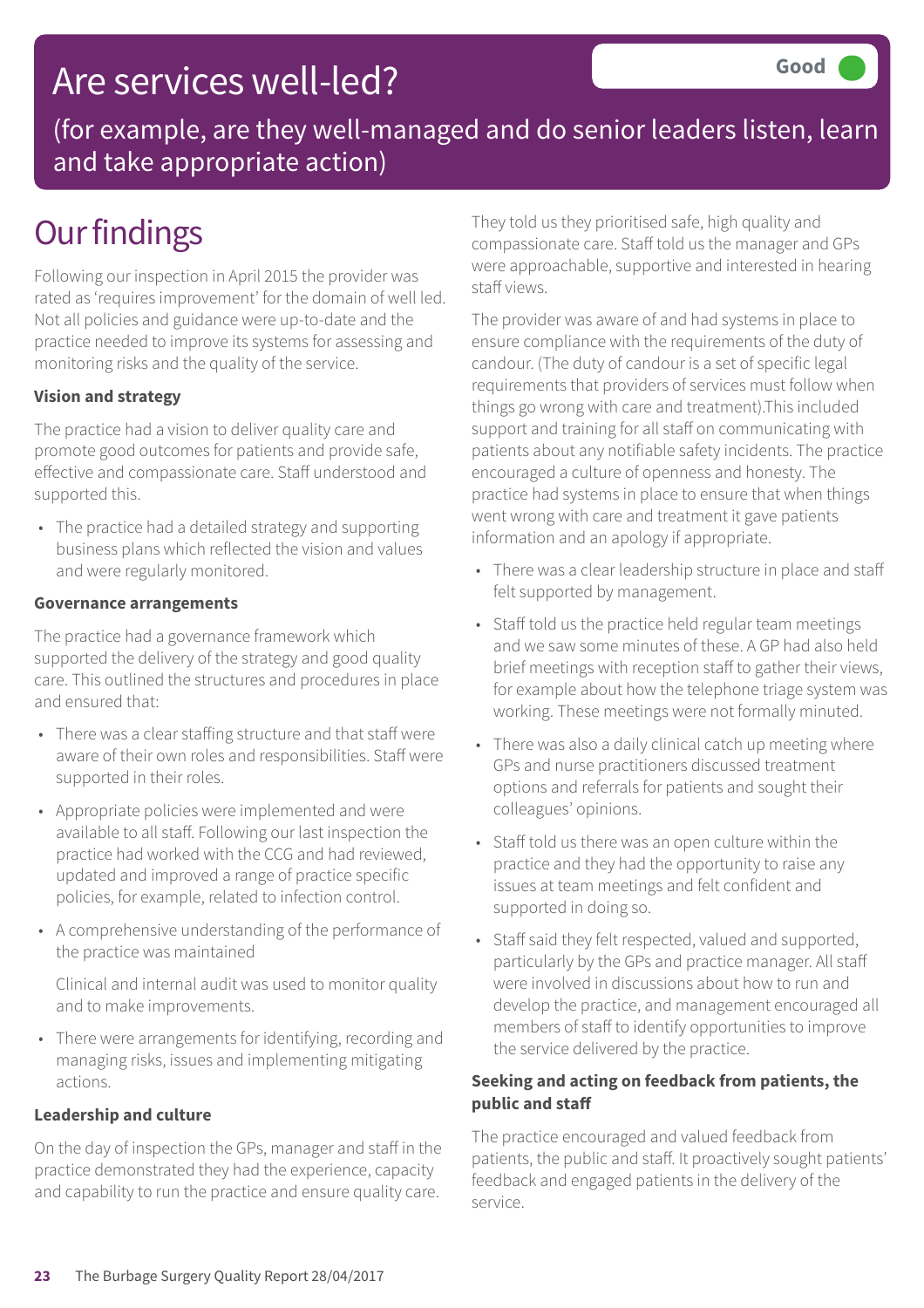# Are services well-led?

**Good**

(for example, are they well-managed and do senior leaders listen, learn and take appropriate action)

## Our findings

Following our inspection in April 2015 the provider was rated as 'requires improvement' for the domain of well led. Not all policies and guidance were up-to-date and the practice needed to improve its systems for assessing and monitoring risks and the quality of the service.

**Vision and strategy**

The practice had a vision to deliver quality care and promote good outcomes for patients and provide safe, effective and compassionate care. Staff understood and supported this.

- The practice had a detailed strategy and supporting business plans which reflected the vision and values and were regularly monitored.

**Governance arrangements**

The practice had a governance framework which supported the delivery of the strategy and good quality care. This outlined the structures and procedures in place and ensured that:

- There was a clear staffing structure and that staff were aware of their own roles and responsibilities. Staff were supported in their roles.
- Appropriate policies were implemented and were available to all staff. Following our last inspection the practice had worked with the CCG and had reviewed, updated and improved a range of practice specific policies, for example, related to infection control.
- A comprehensive understanding of the performance of the practice was maintained

  Clinical and internal audit was used to monitor quality and to make improvements.
- There were arrangements for identifying, recording and managing risks, issues and implementing mitigating actions.

**Leadership and culture**

On the day of inspection the GPs, manager and staff in the practice demonstrated they had the experience, capacity and capability to run the practice and ensure quality care. They told us they prioritised safe, high quality and compassionate care. Staff told us the manager and GPs were approachable, supportive and interested in hearing staff views.

The provider was aware of and had systems in place to ensure compliance with the requirements of the duty of candour. (The duty of candour is a set of specific legal requirements that providers of services must follow when things go wrong with care and treatment).This included support and training for all staff on communicating with patients about any notifiable safety incidents. The practice encouraged a culture of openness and honesty. The practice had systems in place to ensure that when things went wrong with care and treatment it gave patients information and an apology if appropriate.

- There was a clear leadership structure in place and staff felt supported by management.
- Staff told us the practice held regular team meetings and we saw some minutes of these. A GP had also held brief meetings with reception staff to gather their views, for example about how the telephone triage system was working. These meetings were not formally minuted.
- There was also a daily clinical catch up meeting where GPs and nurse practitioners discussed treatment options and referrals for patients and sought their colleagues' opinions.
- Staff told us there was an open culture within the practice and they had the opportunity to raise any issues at team meetings and felt confident and supported in doing so.
- Staff said they felt respected, valued and supported, particularly by the GPs and practice manager. All staff were involved in discussions about how to run and develop the practice, and management encouraged all members of staff to identify opportunities to improve the service delivered by the practice.

**Seeking and acting on feedback from patients, the public and staff**

The practice encouraged and valued feedback from patients, the public and staff. It proactively sought patients' feedback and engaged patients in the delivery of the service.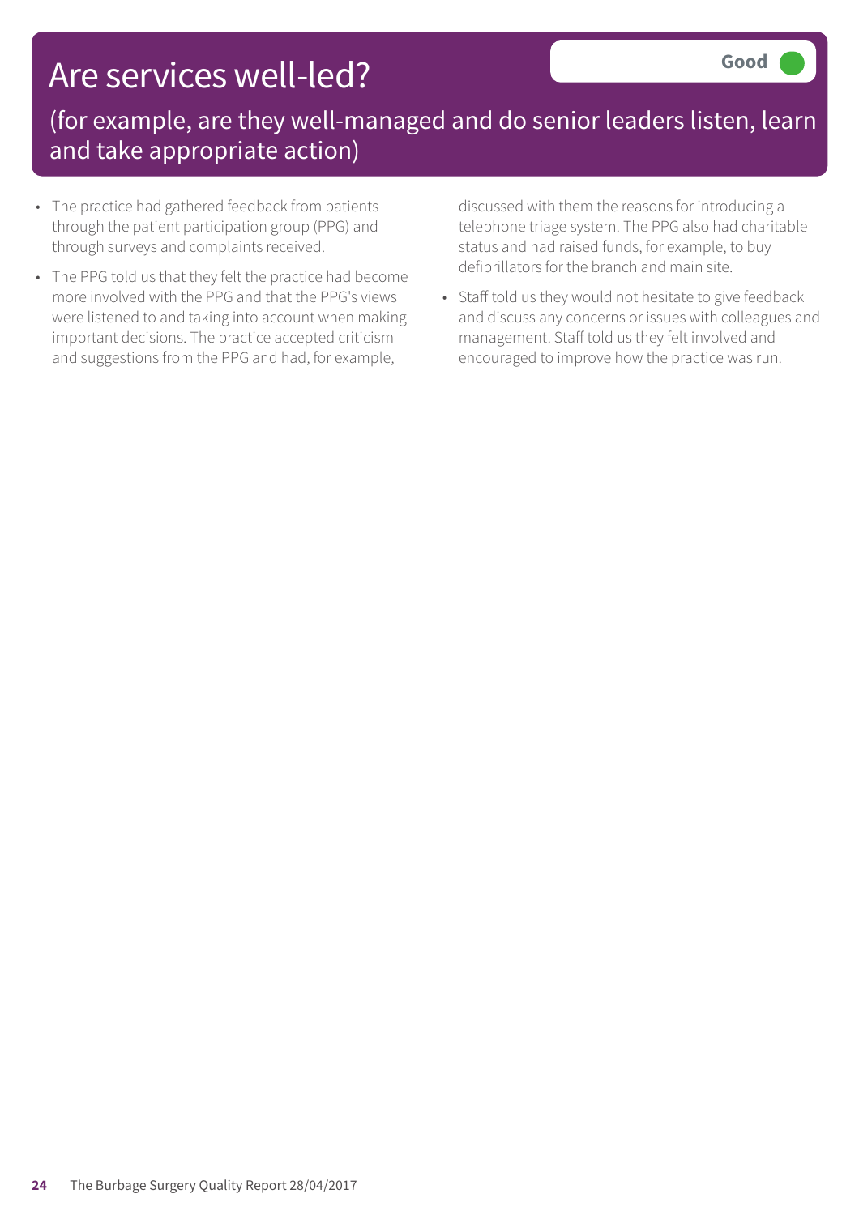# Are services well-led?

**Good**

(for example, are they well-managed and do senior leaders listen, learn and take appropriate action)

- The practice had gathered feedback from patients through the patient participation group (PPG) and through surveys and complaints received.
- The PPG told us that they felt the practice had become more involved with the PPG and that the PPG's views were listened to and taking into account when making important decisions. The practice accepted criticism and suggestions from the PPG and had, for example, discussed with them the reasons for introducing a telephone triage system. The PPG also had charitable status and had raised funds, for example, to buy defibrillators for the branch and main site.
- Staff told us they would not hesitate to give feedback and discuss any concerns or issues with colleagues and management. Staff told us they felt involved and encouraged to improve how the practice was run.